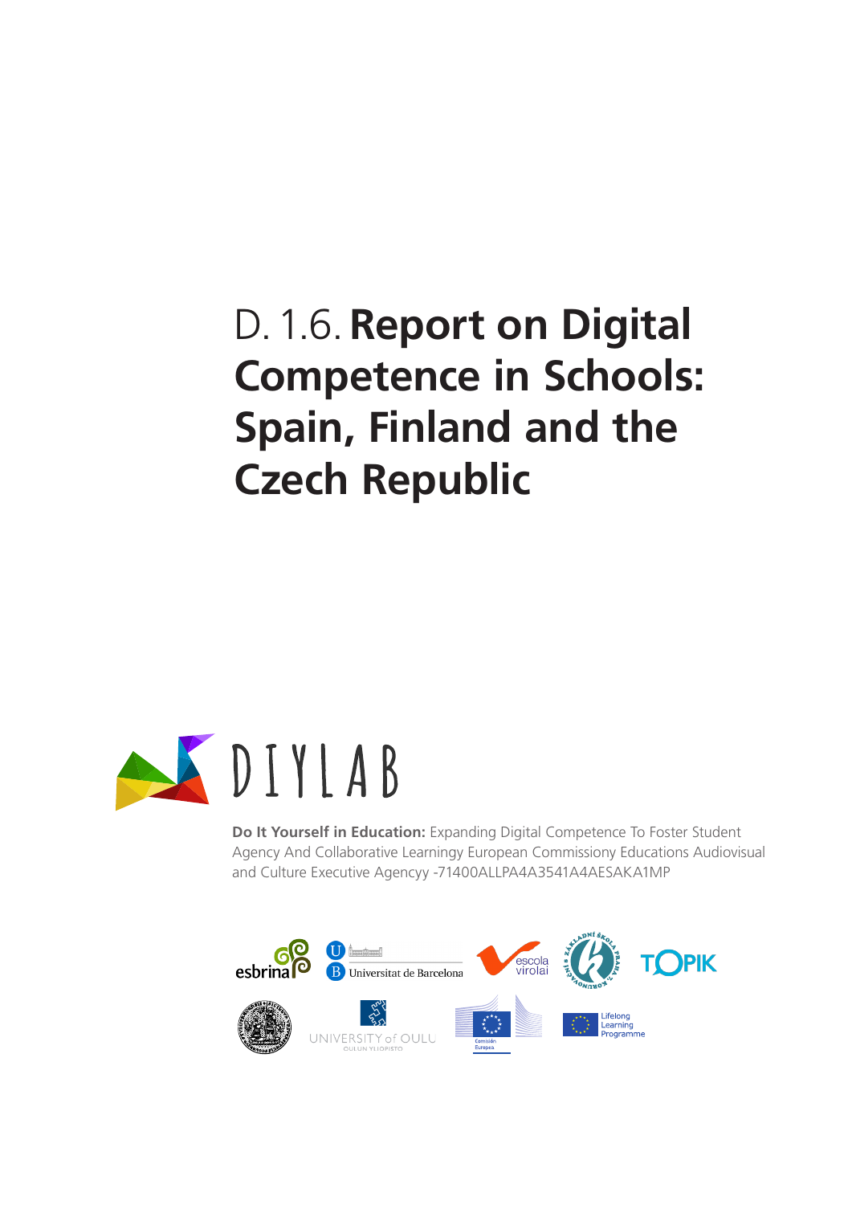# D. 1.6. **Report on Digital Competence in Schools: Spain, Finland and the Czech Republic**

DIYLAB

**Do It Yourself in Education:** Expanding Digital Competence To Foster Student Agency And Collaborative Learningy European Commissiony Educations Audiovisual and Culture Executive Agencyy -71400ALLPA4A3541A4AESAKA1MP

esbrina · Universitat de Barcelona · escola virolai · TOPIK · UNIVERSITY of OULU OULUN YLIOPISTO · Comisión Europea · Lifelong Learning Programme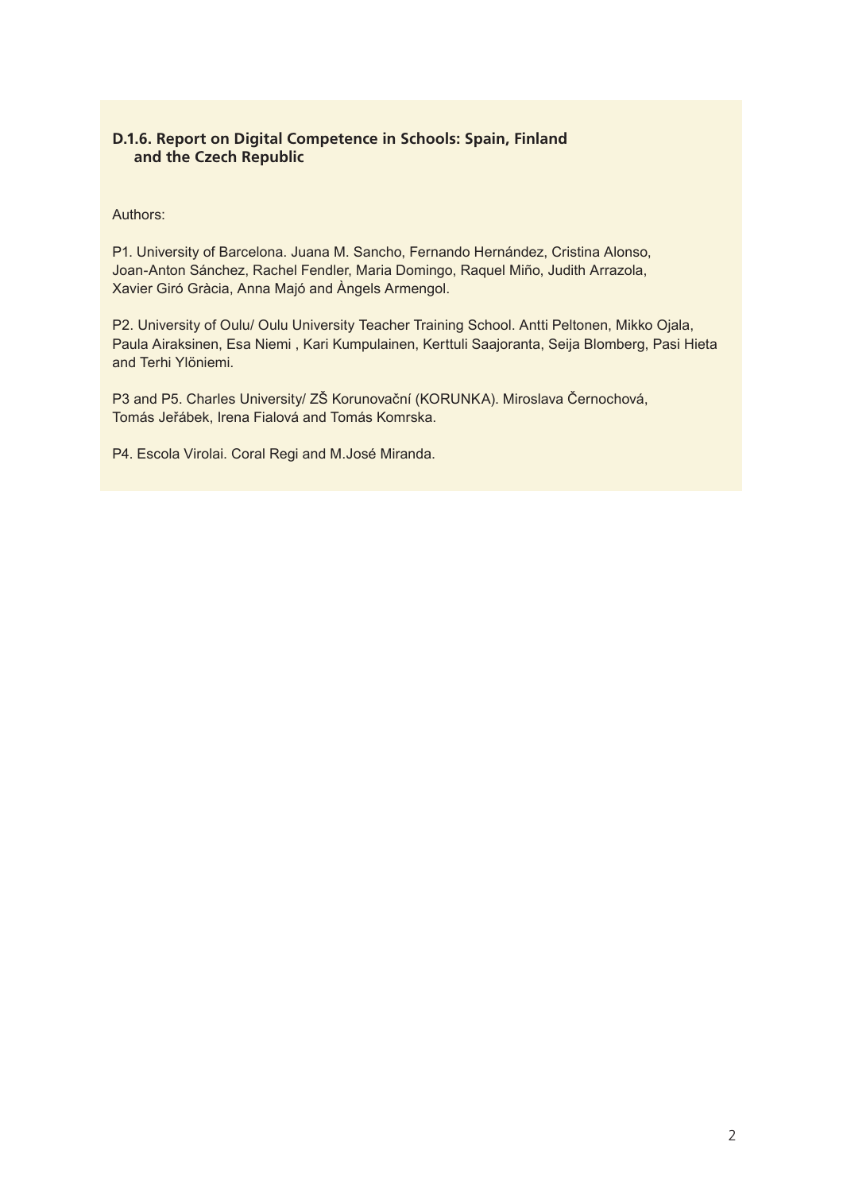**D.1.6. Report on Digital Competence in Schools: Spain, Finland and the Czech Republic**

Authors:

P1. University of Barcelona. Juana M. Sancho, Fernando Hernández, Cristina Alonso, Joan-Anton Sánchez, Rachel Fendler, Maria Domingo, Raquel Miño, Judith Arrazola, Xavier Giró Gràcia, Anna Majó and Àngels Armengol.

P2. University of Oulu/ Oulu University Teacher Training School. Antti Peltonen, Mikko Ojala, Paula Airaksinen, Esa Niemi , Kari Kumpulainen, Kerttuli Saajoranta, Seija Blomberg, Pasi Hieta and Terhi Ylöniemi.

P3 and P5. Charles University/ ZŠ Korunovační (KORUNKA). Miroslava Černochová, Tomás Jeřábek, Irena Fialová and Tomás Komrska.

P4. Escola Virolai. Coral Regi and M.José Miranda.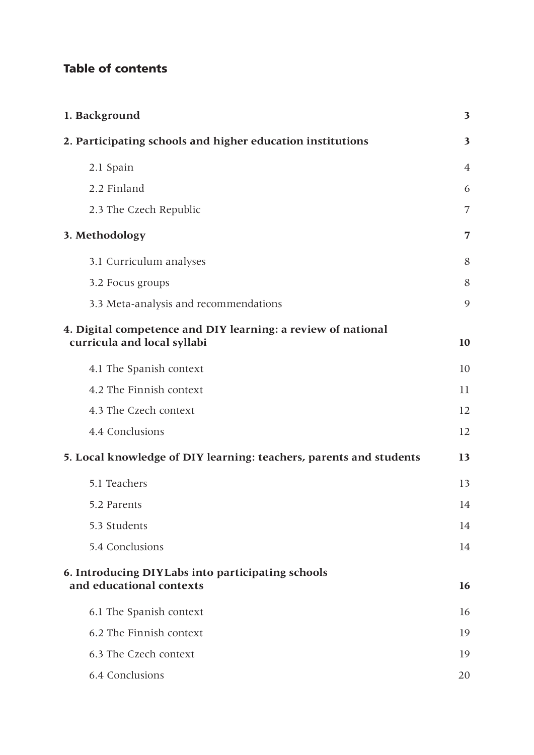## Table of contents

| | |
|---|---|
| **1. Background** | **3** |
| **2. Participating schools and higher education institutions** | **3** |
| 2.1 Spain | 4 |
| 2.2 Finland | 6 |
| 2.3 The Czech Republic | 7 |
| **3. Methodology** | **7** |
| 3.1 Curriculum analyses | 8 |
| 3.2 Focus groups | 8 |
| 3.3 Meta-analysis and recommendations | 9 |
| **4. Digital competence and DIY learning: a review of national curricula and local syllabi** | **10** |
| 4.1 The Spanish context | 10 |
| 4.2 The Finnish context | 11 |
| 4.3 The Czech context | 12 |
| 4.4 Conclusions | 12 |
| **5. Local knowledge of DIY learning: teachers, parents and students** | **13** |
| 5.1 Teachers | 13 |
| 5.2 Parents | 14 |
| 5.3 Students | 14 |
| 5.4 Conclusions | 14 |
| **6. Introducing DIYLabs into participating schools and educational contexts** | **16** |
| 6.1 The Spanish context | 16 |
| 6.2 The Finnish context | 19 |
| 6.3 The Czech context | 19 |
| 6.4 Conclusions | 20 |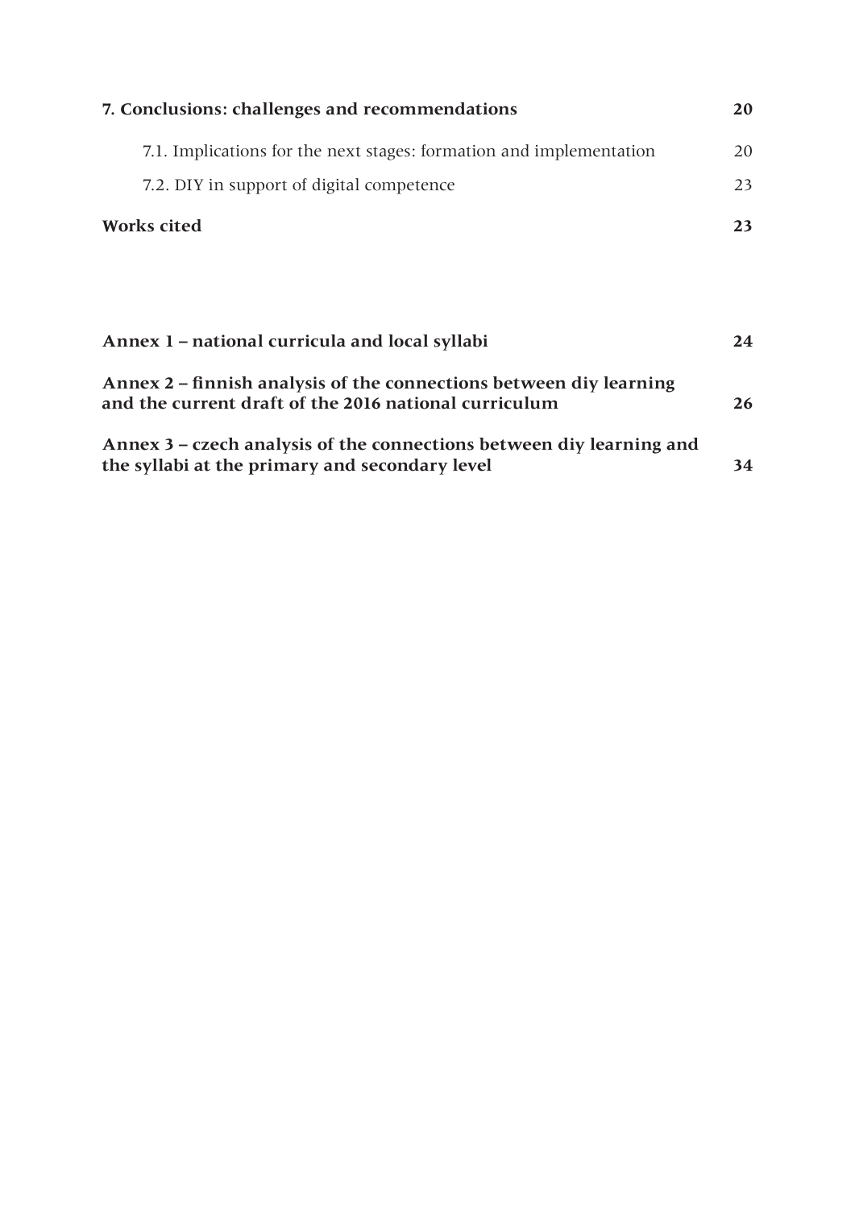**7. Conclusions: challenges and recommendations** 20

7.1. Implications for the next stages: formation and implementation 20

7.2. DIY in support of digital competence 23

**Works cited** 23

**Annex 1 – national curricula and local syllabi** 24

**Annex 2 – finnish analysis of the connections between diy learning and the current draft of the 2016 national curriculum** 26

**Annex 3 – czech analysis of the connections between diy learning and the syllabi at the primary and secondary level** 34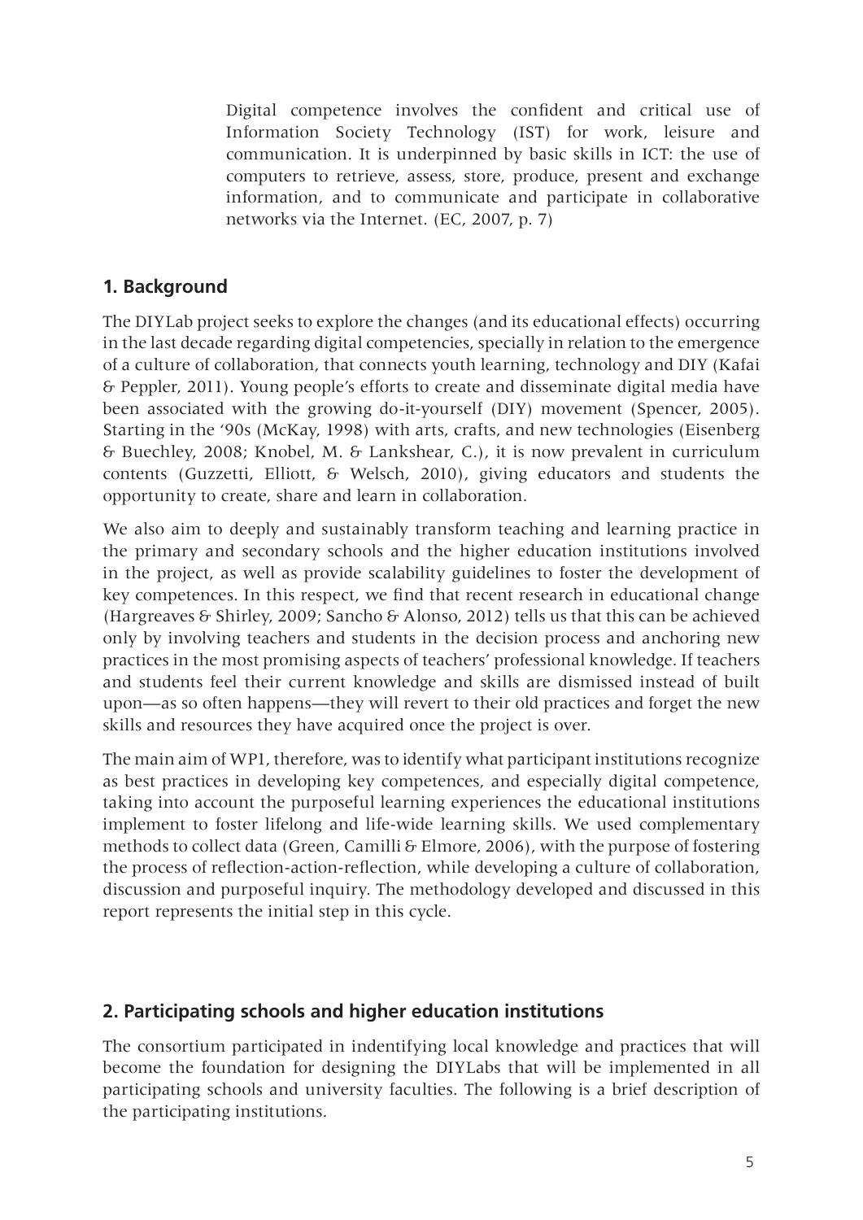> Digital competence involves the confident and critical use of Information Society Technology (IST) for work, leisure and communication. It is underpinned by basic skills in ICT: the use of computers to retrieve, assess, store, produce, present and exchange information, and to communicate and participate in collaborative networks via the Internet. (EC, 2007, p. 7)

## 1. Background

The DIYLab project seeks to explore the changes (and its educational effects) occurring in the last decade regarding digital competencies, specially in relation to the emergence of a culture of collaboration, that connects youth learning, technology and DIY (Kafai & Peppler, 2011). Young people's efforts to create and disseminate digital media have been associated with the growing do-it-yourself (DIY) movement (Spencer, 2005). Starting in the '90s (McKay, 1998) with arts, crafts, and new technologies (Eisenberg & Buechley, 2008; Knobel, M. & Lankshear, C.), it is now prevalent in curriculum contents (Guzzetti, Elliott, & Welsch, 2010), giving educators and students the opportunity to create, share and learn in collaboration.

We also aim to deeply and sustainably transform teaching and learning practice in the primary and secondary schools and the higher education institutions involved in the project, as well as provide scalability guidelines to foster the development of key competences. In this respect, we find that recent research in educational change (Hargreaves & Shirley, 2009; Sancho & Alonso, 2012) tells us that this can be achieved only by involving teachers and students in the decision process and anchoring new practices in the most promising aspects of teachers' professional knowledge. If teachers and students feel their current knowledge and skills are dismissed instead of built upon—as so often happens—they will revert to their old practices and forget the new skills and resources they have acquired once the project is over.

The main aim of WP1, therefore, was to identify what participant institutions recognize as best practices in developing key competences, and especially digital competence, taking into account the purposeful learning experiences the educational institutions implement to foster lifelong and life-wide learning skills. We used complementary methods to collect data (Green, Camilli & Elmore, 2006), with the purpose of fostering the process of reflection-action-reflection, while developing a culture of collaboration, discussion and purposeful inquiry. The methodology developed and discussed in this report represents the initial step in this cycle.

## 2. Participating schools and higher education institutions

The consortium participated in indentifying local knowledge and practices that will become the foundation for designing the DIYLabs that will be implemented in all participating schools and university faculties. The following is a brief description of the participating institutions.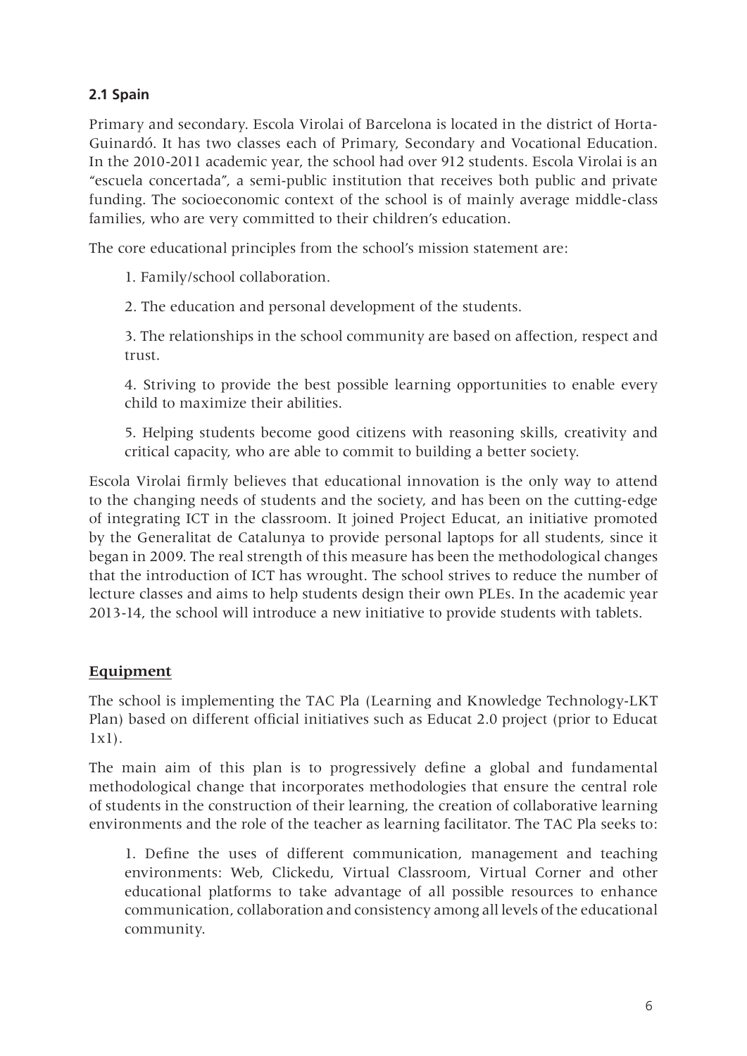### 2.1 Spain

Primary and secondary. Escola Virolai of Barcelona is located in the district of Horta-Guinardó. It has two classes each of Primary, Secondary and Vocational Education. In the 2010-2011 academic year, the school had over 912 students. Escola Virolai is an "escuela concertada", a semi-public institution that receives both public and private funding. The socioeconomic context of the school is of mainly average middle-class families, who are very committed to their children's education.

The core educational principles from the school's mission statement are:

1. Family/school collaboration.
2. The education and personal development of the students.
3. The relationships in the school community are based on affection, respect and trust.
4. Striving to provide the best possible learning opportunities to enable every child to maximize their abilities.
5. Helping students become good citizens with reasoning skills, creativity and critical capacity, who are able to commit to building a better society.

Escola Virolai firmly believes that educational innovation is the only way to attend to the changing needs of students and the society, and has been on the cutting-edge of integrating ICT in the classroom. It joined Project Educat, an initiative promoted by the Generalitat de Catalunya to provide personal laptops for all students, since it began in 2009. The real strength of this measure has been the methodological changes that the introduction of ICT has wrought. The school strives to reduce the number of lecture classes and aims to help students design their own PLEs. In the academic year 2013-14, the school will introduce a new initiative to provide students with tablets.

#### Equipment

The school is implementing the TAC Pla (Learning and Knowledge Technology-LKT Plan) based on different official initiatives such as Educat 2.0 project (prior to Educat 1x1).

The main aim of this plan is to progressively define a global and fundamental methodological change that incorporates methodologies that ensure the central role of students in the construction of their learning, the creation of collaborative learning environments and the role of the teacher as learning facilitator. The TAC Pla seeks to:

1. Define the uses of different communication, management and teaching environments: Web, Clickedu, Virtual Classroom, Virtual Corner and other educational platforms to take advantage of all possible resources to enhance communication, collaboration and consistency among all levels of the educational community.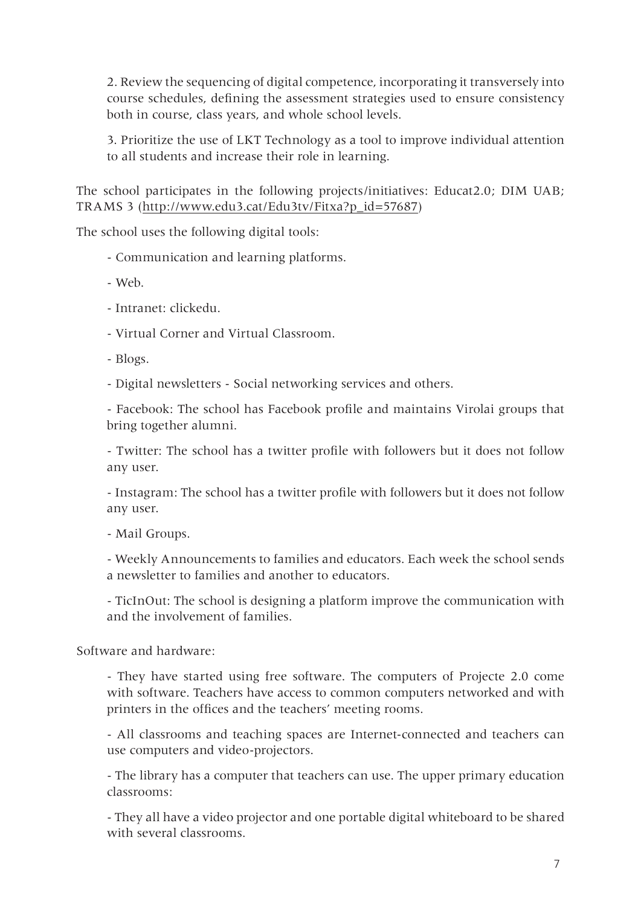2. Review the sequencing of digital competence, incorporating it transversely into course schedules, defining the assessment strategies used to ensure consistency both in course, class years, and whole school levels.

3. Prioritize the use of LKT Technology as a tool to improve individual attention to all students and increase their role in learning.

The school participates in the following projects/initiatives: Educat2.0; DIM UAB; TRAMS 3 (http://www.edu3.cat/Edu3tv/Fitxa?p_id=57687)

The school uses the following digital tools:

- Communication and learning platforms.

- Web.

- Intranet: clickedu.

- Virtual Corner and Virtual Classroom.

- Blogs.

- Digital newsletters - Social networking services and others.

- Facebook: The school has Facebook profile and maintains Virolai groups that bring together alumni.

- Twitter: The school has a twitter profile with followers but it does not follow any user.

- Instagram: The school has a twitter profile with followers but it does not follow any user.

- Mail Groups.

- Weekly Announcements to families and educators. Each week the school sends a newsletter to families and another to educators.

- TicInOut: The school is designing a platform improve the communication with and the involvement of families.

Software and hardware:

- They have started using free software. The computers of Projecte 2.0 come with software. Teachers have access to common computers networked and with printers in the offices and the teachers' meeting rooms.

- All classrooms and teaching spaces are Internet-connected and teachers can use computers and video-projectors.

- The library has a computer that teachers can use. The upper primary education classrooms:

- They all have a video projector and one portable digital whiteboard to be shared with several classrooms.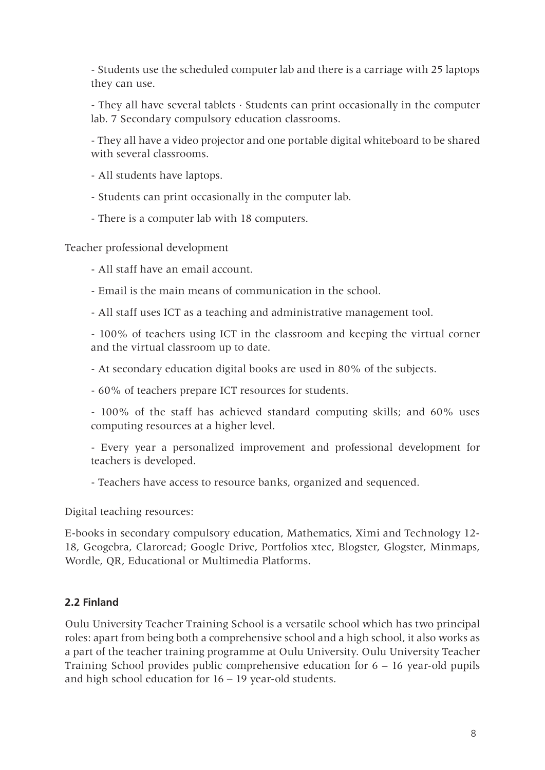- Students use the scheduled computer lab and there is a carriage with 25 laptops they can use.

- They all have several tablets · Students can print occasionally in the computer lab. 7 Secondary compulsory education classrooms.

- They all have a video projector and one portable digital whiteboard to be shared with several classrooms.

- All students have laptops.

- Students can print occasionally in the computer lab.

- There is a computer lab with 18 computers.

Teacher professional development

- All staff have an email account.

- Email is the main means of communication in the school.

- All staff uses ICT as a teaching and administrative management tool.

- 100% of teachers using ICT in the classroom and keeping the virtual corner and the virtual classroom up to date.

- At secondary education digital books are used in 80% of the subjects.

- 60% of teachers prepare ICT resources for students.

- 100% of the staff has achieved standard computing skills; and 60% uses computing resources at a higher level.

- Every year a personalized improvement and professional development for teachers is developed.

- Teachers have access to resource banks, organized and sequenced.

Digital teaching resources:

E-books in secondary compulsory education, Mathematics, Ximi and Technology 12-18, Geogebra, Claroread; Google Drive, Portfolios xtec, Blogster, Glogster, Minmaps, Wordle, QR, Educational or Multimedia Platforms.

### 2.2 Finland

Oulu University Teacher Training School is a versatile school which has two principal roles: apart from being both a comprehensive school and a high school, it also works as a part of the teacher training programme at Oulu University. Oulu University Teacher Training School provides public comprehensive education for 6 – 16 year-old pupils and high school education for 16 – 19 year-old students.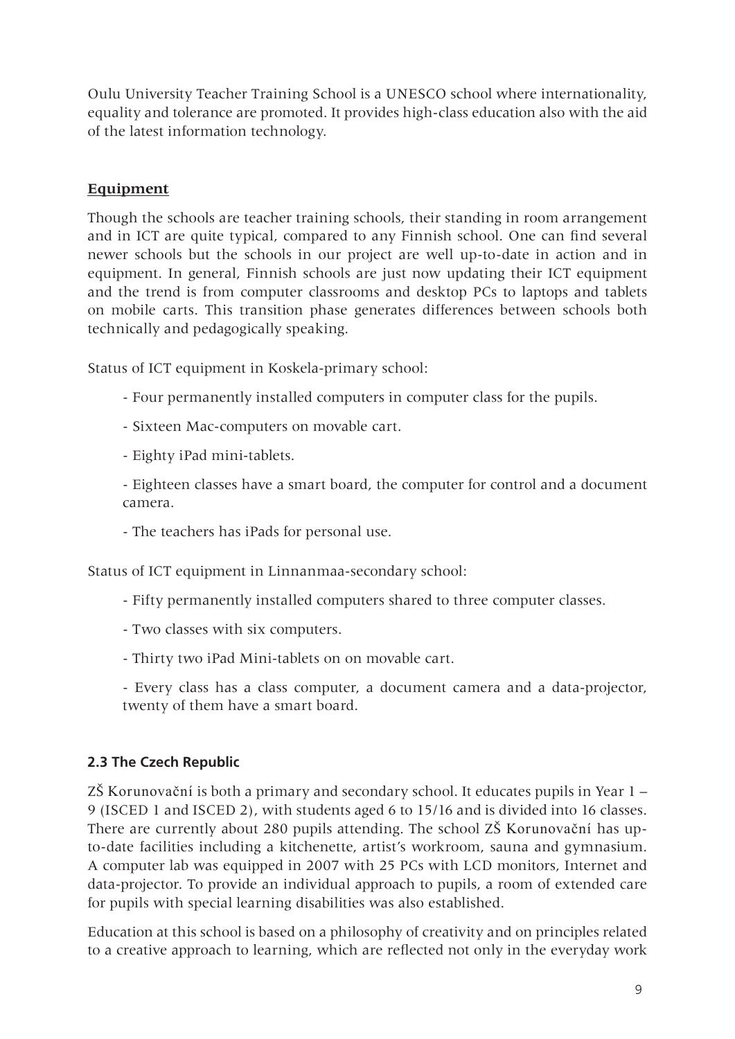Oulu University Teacher Training School is a UNESCO school where internationality, equality and tolerance are promoted. It provides high-class education also with the aid of the latest information technology.

### Equipment

Though the schools are teacher training schools, their standing in room arrangement and in ICT are quite typical, compared to any Finnish school. One can find several newer schools but the schools in our project are well up-to-date in action and in equipment. In general, Finnish schools are just now updating their ICT equipment and the trend is from computer classrooms and desktop PCs to laptops and tablets on mobile carts. This transition phase generates differences between schools both technically and pedagogically speaking.

Status of ICT equipment in Koskela-primary school:

- Four permanently installed computers in computer class for the pupils.
- Sixteen Mac-computers on movable cart.
- Eighty iPad mini-tablets.
- Eighteen classes have a smart board, the computer for control and a document camera.
- The teachers has iPads for personal use.

Status of ICT equipment in Linnanmaa-secondary school:

- Fifty permanently installed computers shared to three computer classes.
- Two classes with six computers.
- Thirty two iPad Mini-tablets on on movable cart.
- Every class has a class computer, a document camera and a data-projector, twenty of them have a smart board.

## 2.3 The Czech Republic

ZŠ Korunovační is both a primary and secondary school. It educates pupils in Year 1 – 9 (ISCED 1 and ISCED 2), with students aged 6 to 15/16 and is divided into 16 classes. There are currently about 280 pupils attending. The school ZŠ Korunovační has up-to-date facilities including a kitchenette, artist's workroom, sauna and gymnasium. A computer lab was equipped in 2007 with 25 PCs with LCD monitors, Internet and data-projector. To provide an individual approach to pupils, a room of extended care for pupils with special learning disabilities was also established.

Education at this school is based on a philosophy of creativity and on principles related to a creative approach to learning, which are reflected not only in the everyday work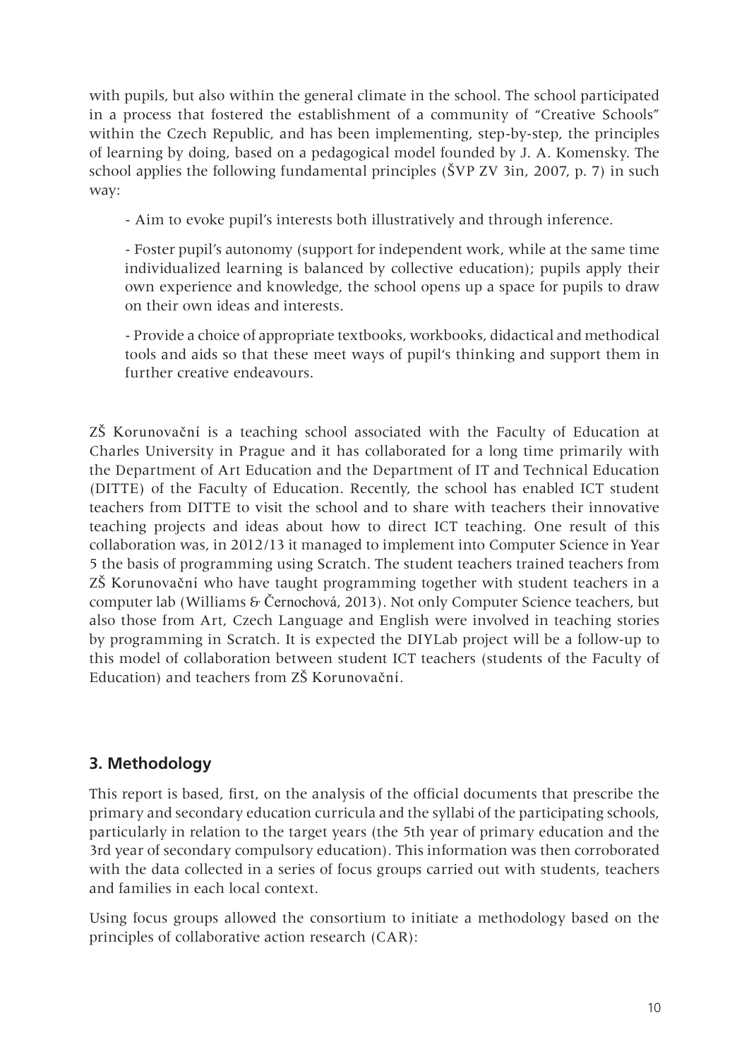with pupils, but also within the general climate in the school. The school participated in a process that fostered the establishment of a community of "Creative Schools" within the Czech Republic, and has been implementing, step-by-step, the principles of learning by doing, based on a pedagogical model founded by J. A. Komensky. The school applies the following fundamental principles (ŠVP ZV 3in, 2007, p. 7) in such way:

- Aim to evoke pupil's interests both illustratively and through inference.

- Foster pupil's autonomy (support for independent work, while at the same time individualized learning is balanced by collective education); pupils apply their own experience and knowledge, the school opens up a space for pupils to draw on their own ideas and interests.

- Provide a choice of appropriate textbooks, workbooks, didactical and methodical tools and aids so that these meet ways of pupil's thinking and support them in further creative endeavours.

ZŠ Korunovační is a teaching school associated with the Faculty of Education at Charles University in Prague and it has collaborated for a long time primarily with the Department of Art Education and the Department of IT and Technical Education (DITTE) of the Faculty of Education. Recently, the school has enabled ICT student teachers from DITTE to visit the school and to share with teachers their innovative teaching projects and ideas about how to direct ICT teaching. One result of this collaboration was, in 2012/13 it managed to implement into Computer Science in Year 5 the basis of programming using Scratch. The student teachers trained teachers from ZŠ Korunovační who have taught programming together with student teachers in a computer lab (Williams & Černochová, 2013). Not only Computer Science teachers, but also those from Art, Czech Language and English were involved in teaching stories by programming in Scratch. It is expected the DIYLab project will be a follow-up to this model of collaboration between student ICT teachers (students of the Faculty of Education) and teachers from ZŠ Korunovační.

## 3. Methodology

This report is based, first, on the analysis of the official documents that prescribe the primary and secondary education curricula and the syllabi of the participating schools, particularly in relation to the target years (the 5th year of primary education and the 3rd year of secondary compulsory education). This information was then corroborated with the data collected in a series of focus groups carried out with students, teachers and families in each local context.

Using focus groups allowed the consortium to initiate a methodology based on the principles of collaborative action research (CAR):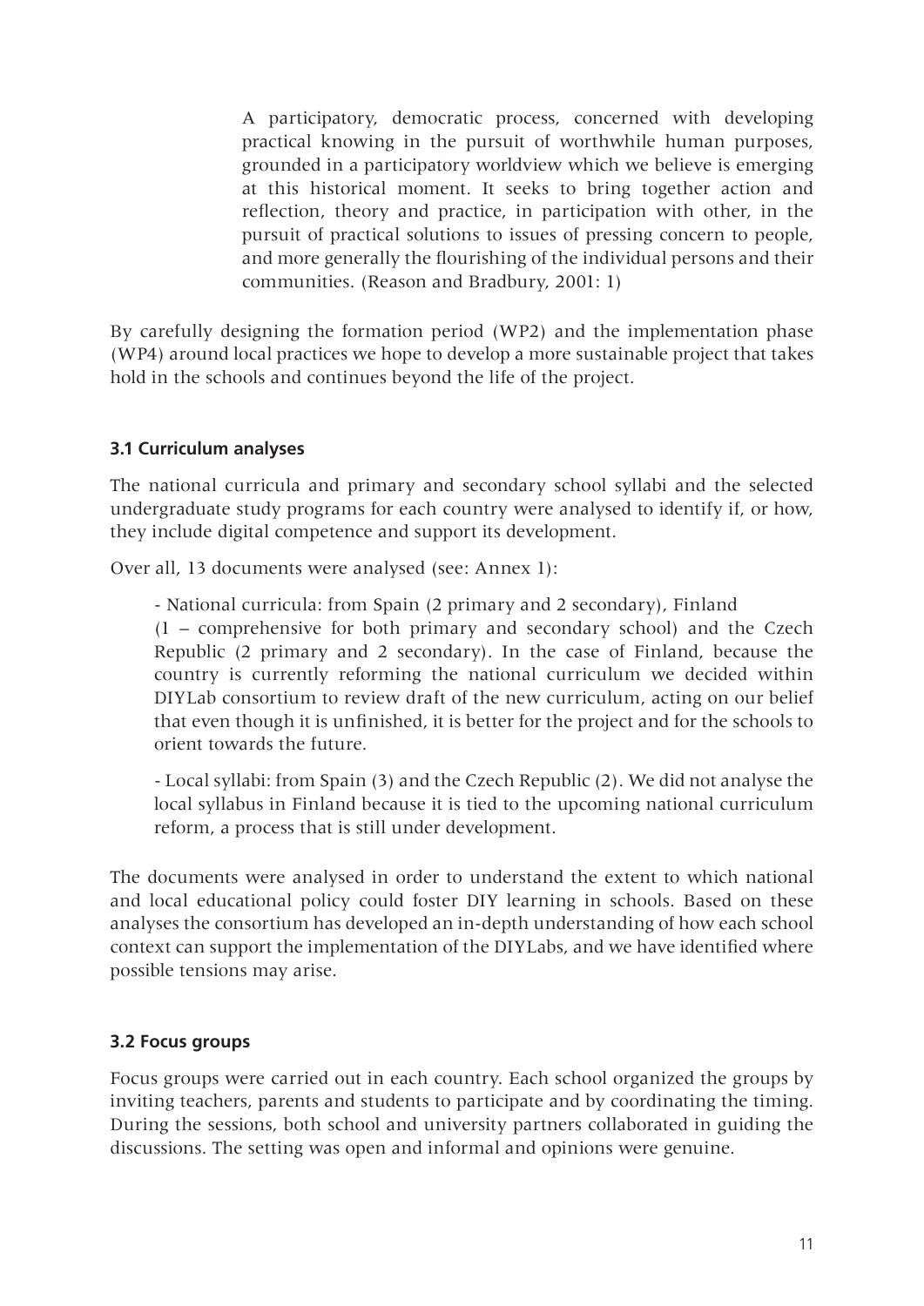> A participatory, democratic process, concerned with developing practical knowing in the pursuit of worthwhile human purposes, grounded in a participatory worldview which we believe is emerging at this historical moment. It seeks to bring together action and reflection, theory and practice, in participation with other, in the pursuit of practical solutions to issues of pressing concern to people, and more generally the flourishing of the individual persons and their communities. (Reason and Bradbury, 2001: 1)

By carefully designing the formation period (WP2) and the implementation phase (WP4) around local practices we hope to develop a more sustainable project that takes hold in the schools and continues beyond the life of the project.

### 3.1 Curriculum analyses

The national curricula and primary and secondary school syllabi and the selected undergraduate study programs for each country were analysed to identify if, or how, they include digital competence and support its development.

Over all, 13 documents were analysed (see: Annex 1):

- National curricula: from Spain (2 primary and 2 secondary), Finland (1 – comprehensive for both primary and secondary school) and the Czech Republic (2 primary and 2 secondary). In the case of Finland, because the country is currently reforming the national curriculum we decided within DIYLab consortium to review draft of the new curriculum, acting on our belief that even though it is unfinished, it is better for the project and for the schools to orient towards the future.

- Local syllabi: from Spain (3) and the Czech Republic (2). We did not analyse the local syllabus in Finland because it is tied to the upcoming national curriculum reform, a process that is still under development.

The documents were analysed in order to understand the extent to which national and local educational policy could foster DIY learning in schools. Based on these analyses the consortium has developed an in-depth understanding of how each school context can support the implementation of the DIYLabs, and we have identified where possible tensions may arise.

### 3.2 Focus groups

Focus groups were carried out in each country. Each school organized the groups by inviting teachers, parents and students to participate and by coordinating the timing. During the sessions, both school and university partners collaborated in guiding the discussions. The setting was open and informal and opinions were genuine.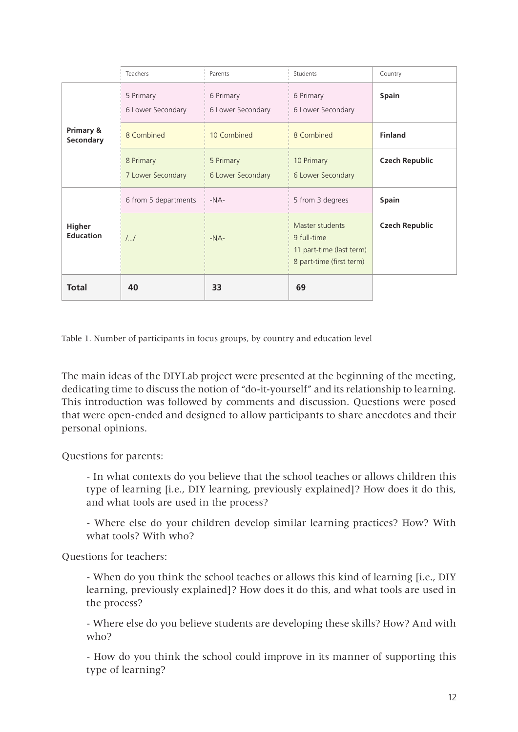|  | Teachers | Parents | Students | Country |
| --- | --- | --- | --- | --- |
| **Primary & Secondary** | 5 Primary<br>6 Lower Secondary | 6 Primary<br>6 Lower Secondary | 6 Primary<br>6 Lower Secondary | **Spain** |
|  | 8 Combined | 10 Combined | 8 Combined | **Finland** |
|  | 8 Primary<br>7 Lower Secondary | 5 Primary<br>6 Lower Secondary | 10 Primary<br>6 Lower Secondary | **Czech Republic** |
| **Higher Education** | 6 from 5 departments | -NA- | 5 from 3 degrees | **Spain** |
|  | /.../ | -NA- | Master students<br>9 full-time<br>11 part-time (last term)<br>8 part-time (first term) | **Czech Republic** |
| **Total** | **40** | **33** | **69** |  |

Table 1. Number of participants in focus groups, by country and education level

The main ideas of the DIYLab project were presented at the beginning of the meeting, dedicating time to discuss the notion of "do-it-yourself" and its relationship to learning. This introduction was followed by comments and discussion. Questions were posed that were open-ended and designed to allow participants to share anecdotes and their personal opinions.

Questions for parents:

- In what contexts do you believe that the school teaches or allows children this type of learning [i.e., DIY learning, previously explained]? How does it do this, and what tools are used in the process?

- Where else do your children develop similar learning practices? How? With what tools? With who?

Questions for teachers:

- When do you think the school teaches or allows this kind of learning [i.e., DIY learning, previously explained]? How does it do this, and what tools are used in the process?

- Where else do you believe students are developing these skills? How? And with who?

- How do you think the school could improve in its manner of supporting this type of learning?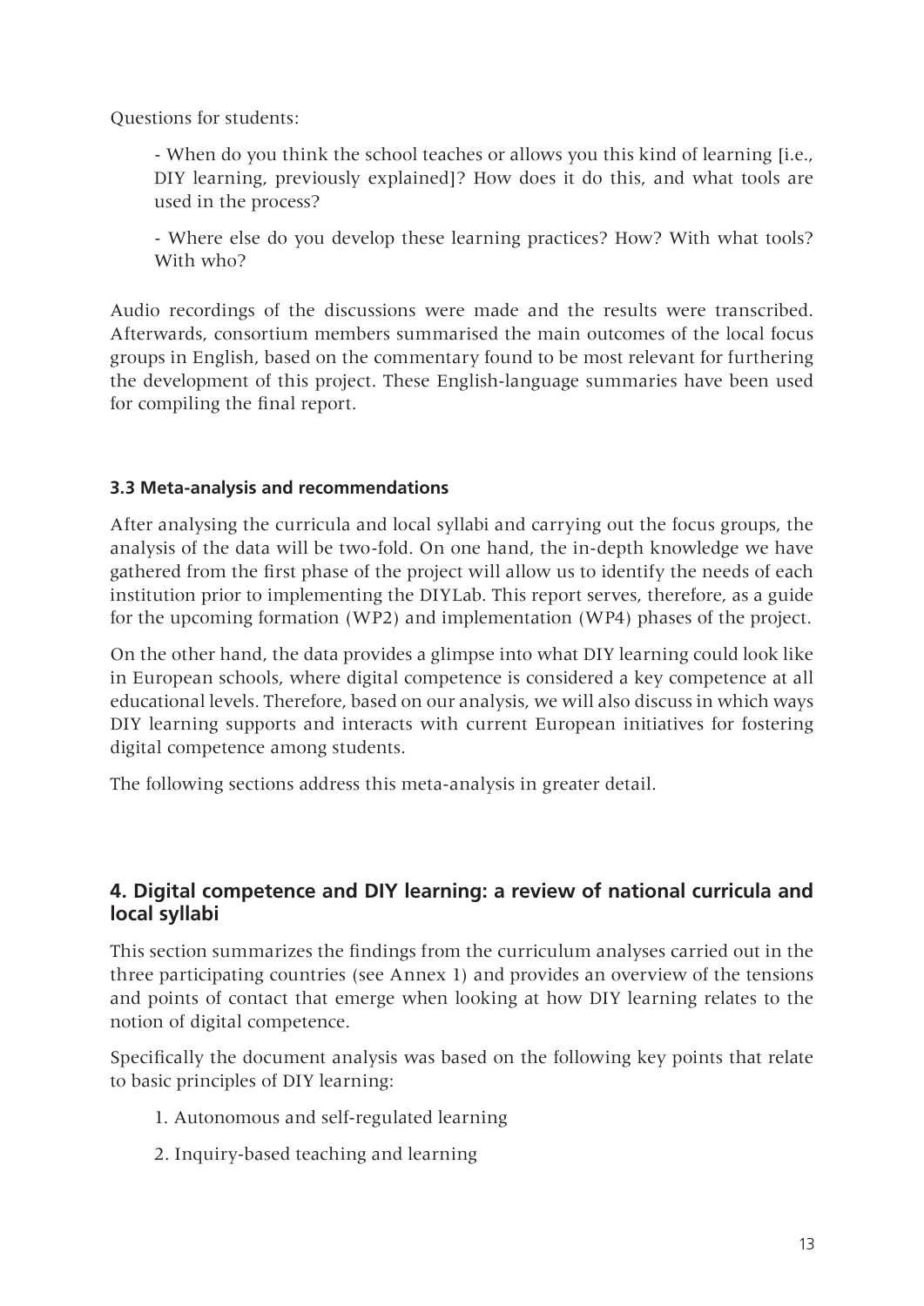Questions for students:

- When do you think the school teaches or allows you this kind of learning [i.e., DIY learning, previously explained]? How does it do this, and what tools are used in the process?

- Where else do you develop these learning practices? How? With what tools? With who?

Audio recordings of the discussions were made and the results were transcribed. Afterwards, consortium members summarised the main outcomes of the local focus groups in English, based on the commentary found to be most relevant for furthering the development of this project. These English-language summaries have been used for compiling the final report.

### 3.3 Meta-analysis and recommendations

After analysing the curricula and local syllabi and carrying out the focus groups, the analysis of the data will be two-fold. On one hand, the in-depth knowledge we have gathered from the first phase of the project will allow us to identify the needs of each institution prior to implementing the DIYLab. This report serves, therefore, as a guide for the upcoming formation (WP2) and implementation (WP4) phases of the project.

On the other hand, the data provides a glimpse into what DIY learning could look like in European schools, where digital competence is considered a key competence at all educational levels. Therefore, based on our analysis, we will also discuss in which ways DIY learning supports and interacts with current European initiatives for fostering digital competence among students.

The following sections address this meta-analysis in greater detail.

## 4. Digital competence and DIY learning: a review of national curricula and local syllabi

This section summarizes the findings from the curriculum analyses carried out in the three participating countries (see Annex 1) and provides an overview of the tensions and points of contact that emerge when looking at how DIY learning relates to the notion of digital competence.

Specifically the document analysis was based on the following key points that relate to basic principles of DIY learning:

1. Autonomous and self-regulated learning
2. Inquiry-based teaching and learning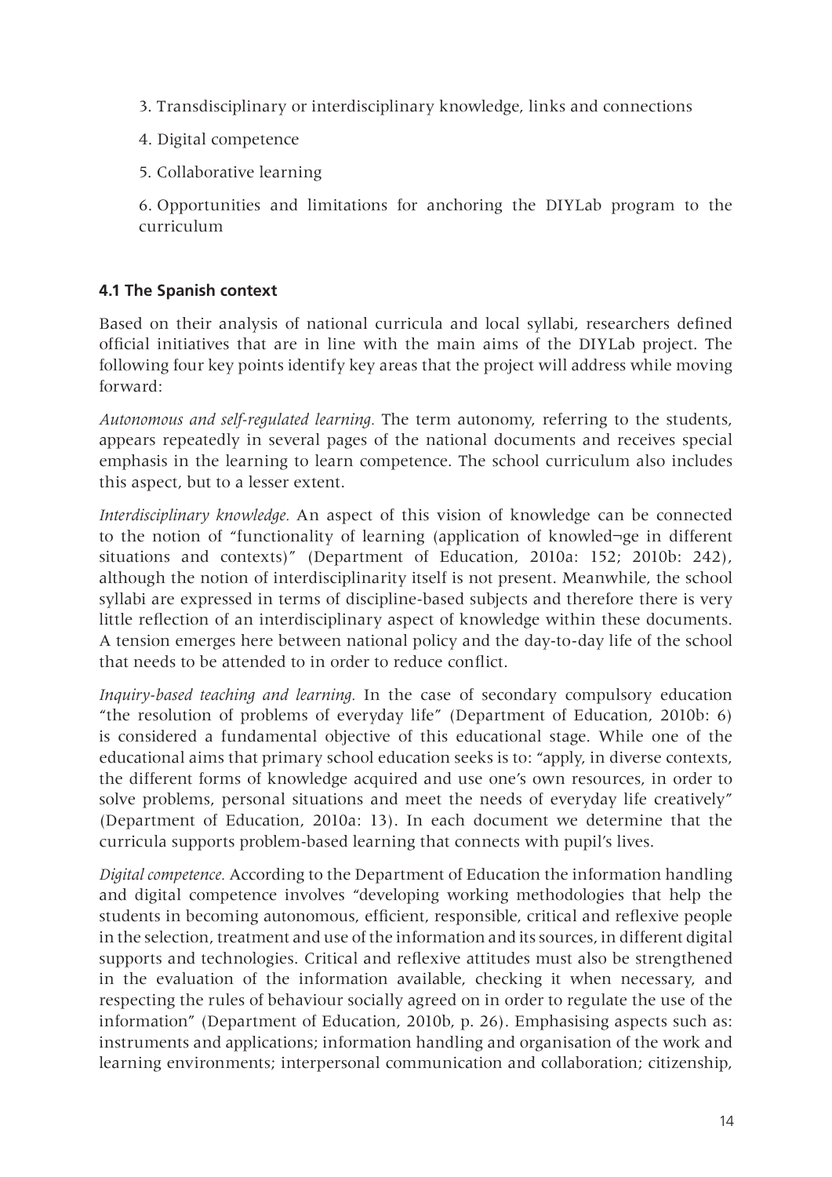3. Transdisciplinary or interdisciplinary knowledge, links and connections

4. Digital competence

5. Collaborative learning

6. Opportunities and limitations for anchoring the DIYLab program to the curriculum

### 4.1 The Spanish context

Based on their analysis of national curricula and local syllabi, researchers defined official initiatives that are in line with the main aims of the DIYLab project. The following four key points identify key areas that the project will address while moving forward:

*Autonomous and self-regulated learning.* The term autonomy, referring to the students, appears repeatedly in several pages of the national documents and receives special emphasis in the learning to learn competence. The school curriculum also includes this aspect, but to a lesser extent.

*Interdisciplinary knowledge.* An aspect of this vision of knowledge can be connected to the notion of "functionality of learning (application of knowled¬ge in different situations and contexts)" (Department of Education, 2010a: 152; 2010b: 242), although the notion of interdisciplinarity itself is not present. Meanwhile, the school syllabi are expressed in terms of discipline-based subjects and therefore there is very little reflection of an interdisciplinary aspect of knowledge within these documents. A tension emerges here between national policy and the day-to-day life of the school that needs to be attended to in order to reduce conflict.

*Inquiry-based teaching and learning.* In the case of secondary compulsory education "the resolution of problems of everyday life" (Department of Education, 2010b: 6) is considered a fundamental objective of this educational stage. While one of the educational aims that primary school education seeks is to: "apply, in diverse contexts, the different forms of knowledge acquired and use one's own resources, in order to solve problems, personal situations and meet the needs of everyday life creatively" (Department of Education, 2010a: 13). In each document we determine that the curricula supports problem-based learning that connects with pupil's lives.

*Digital competence.* According to the Department of Education the information handling and digital competence involves "developing working methodologies that help the students in becoming autonomous, efficient, responsible, critical and reflexive people in the selection, treatment and use of the information and its sources, in different digital supports and technologies. Critical and reflexive attitudes must also be strengthened in the evaluation of the information available, checking it when necessary, and respecting the rules of behaviour socially agreed on in order to regulate the use of the information" (Department of Education, 2010b, p. 26). Emphasising aspects such as: instruments and applications; information handling and organisation of the work and learning environments; interpersonal communication and collaboration; citizenship,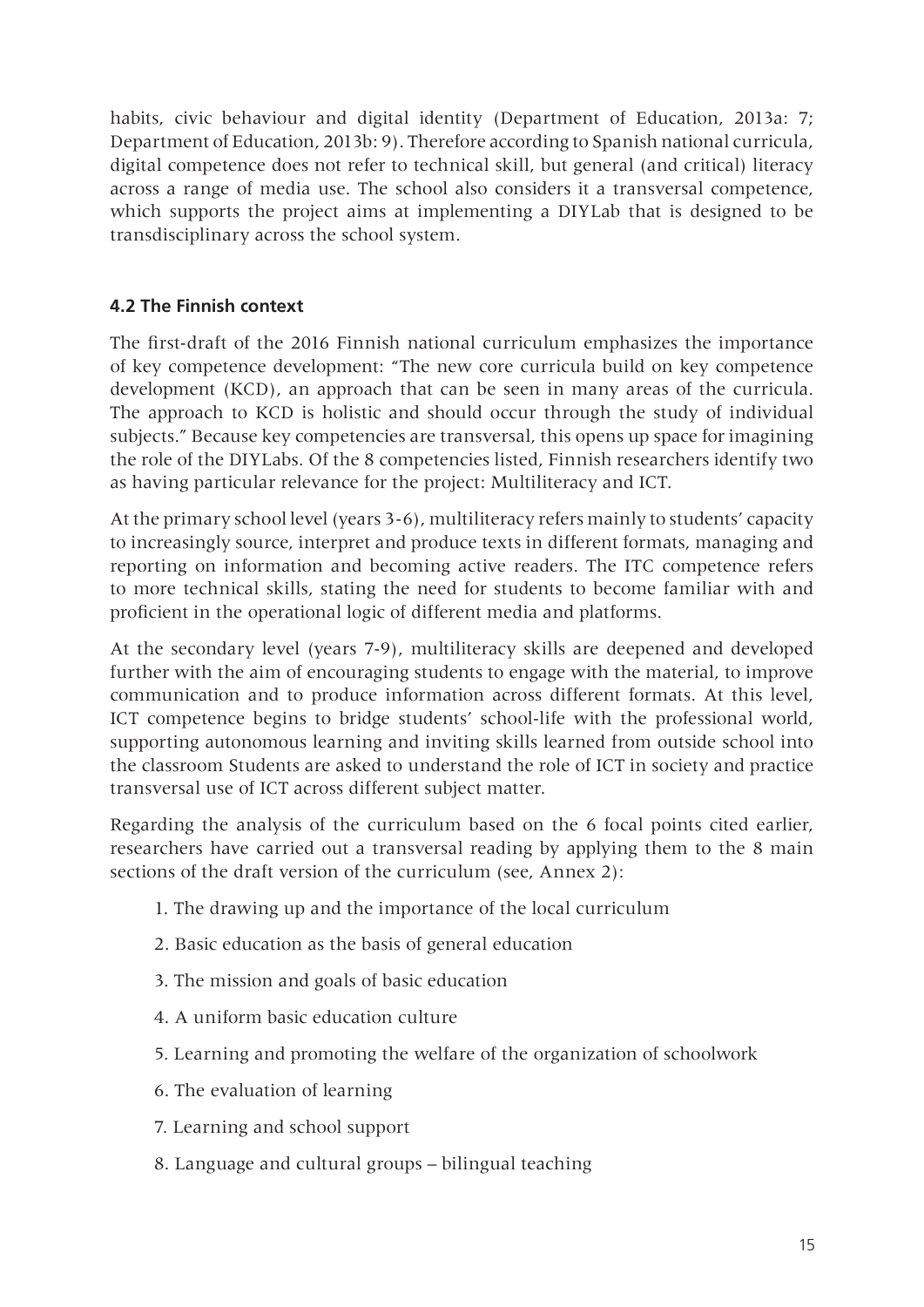habits, civic behaviour and digital identity (Department of Education, 2013a: 7; Department of Education, 2013b: 9). Therefore according to Spanish national curricula, digital competence does not refer to technical skill, but general (and critical) literacy across a range of media use. The school also considers it a transversal competence, which supports the project aims at implementing a DIYLab that is designed to be transdisciplinary across the school system.

### 4.2 The Finnish context

The first-draft of the 2016 Finnish national curriculum emphasizes the importance of key competence development: "The new core curricula build on key competence development (KCD), an approach that can be seen in many areas of the curricula. The approach to KCD is holistic and should occur through the study of individual subjects." Because key competencies are transversal, this opens up space for imagining the role of the DIYLabs. Of the 8 competencies listed, Finnish researchers identify two as having particular relevance for the project: Multiliteracy and ICT.

At the primary school level (years 3-6), multiliteracy refers mainly to students' capacity to increasingly source, interpret and produce texts in different formats, managing and reporting on information and becoming active readers. The ITC competence refers to more technical skills, stating the need for students to become familiar with and proficient in the operational logic of different media and platforms.

At the secondary level (years 7-9), multiliteracy skills are deepened and developed further with the aim of encouraging students to engage with the material, to improve communication and to produce information across different formats. At this level, ICT competence begins to bridge students' school-life with the professional world, supporting autonomous learning and inviting skills learned from outside school into the classroom Students are asked to understand the role of ICT in society and practice transversal use of ICT across different subject matter.

Regarding the analysis of the curriculum based on the 6 focal points cited earlier, researchers have carried out a transversal reading by applying them to the 8 main sections of the draft version of the curriculum (see, Annex 2):

1. The drawing up and the importance of the local curriculum
2. Basic education as the basis of general education
3. The mission and goals of basic education
4. A uniform basic education culture
5. Learning and promoting the welfare of the organization of schoolwork
6. The evaluation of learning
7. Learning and school support
8. Language and cultural groups – bilingual teaching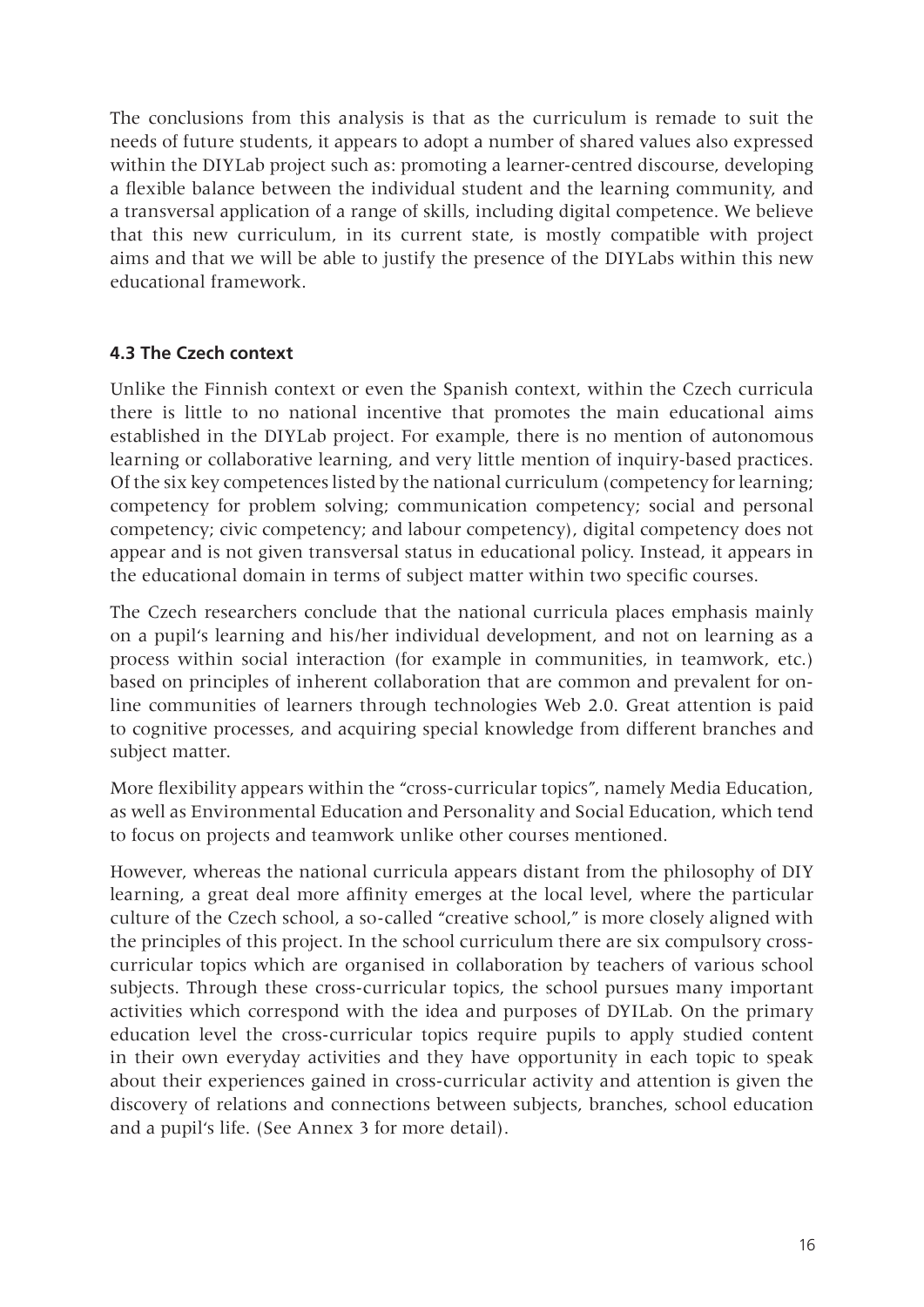The conclusions from this analysis is that as the curriculum is remade to suit the needs of future students, it appears to adopt a number of shared values also expressed within the DIYLab project such as: promoting a learner-centred discourse, developing a flexible balance between the individual student and the learning community, and a transversal application of a range of skills, including digital competence. We believe that this new curriculum, in its current state, is mostly compatible with project aims and that we will be able to justify the presence of the DIYLabs within this new educational framework.

### 4.3 The Czech context

Unlike the Finnish context or even the Spanish context, within the Czech curricula there is little to no national incentive that promotes the main educational aims established in the DIYLab project. For example, there is no mention of autonomous learning or collaborative learning, and very little mention of inquiry-based practices. Of the six key competences listed by the national curriculum (competency for learning; competency for problem solving; communication competency; social and personal competency; civic competency; and labour competency), digital competency does not appear and is not given transversal status in educational policy. Instead, it appears in the educational domain in terms of subject matter within two specific courses.

The Czech researchers conclude that the national curricula places emphasis mainly on a pupil's learning and his/her individual development, and not on learning as a process within social interaction (for example in communities, in teamwork, etc.) based on principles of inherent collaboration that are common and prevalent for on-line communities of learners through technologies Web 2.0. Great attention is paid to cognitive processes, and acquiring special knowledge from different branches and subject matter.

More flexibility appears within the "cross-curricular topics", namely Media Education, as well as Environmental Education and Personality and Social Education, which tend to focus on projects and teamwork unlike other courses mentioned.

However, whereas the national curricula appears distant from the philosophy of DIY learning, a great deal more affinity emerges at the local level, where the particular culture of the Czech school, a so-called "creative school," is more closely aligned with the principles of this project. In the school curriculum there are six compulsory cross-curricular topics which are organised in collaboration by teachers of various school subjects. Through these cross-curricular topics, the school pursues many important activities which correspond with the idea and purposes of DYILab. On the primary education level the cross-curricular topics require pupils to apply studied content in their own everyday activities and they have opportunity in each topic to speak about their experiences gained in cross-curricular activity and attention is given the discovery of relations and connections between subjects, branches, school education and a pupil's life. (See Annex 3 for more detail).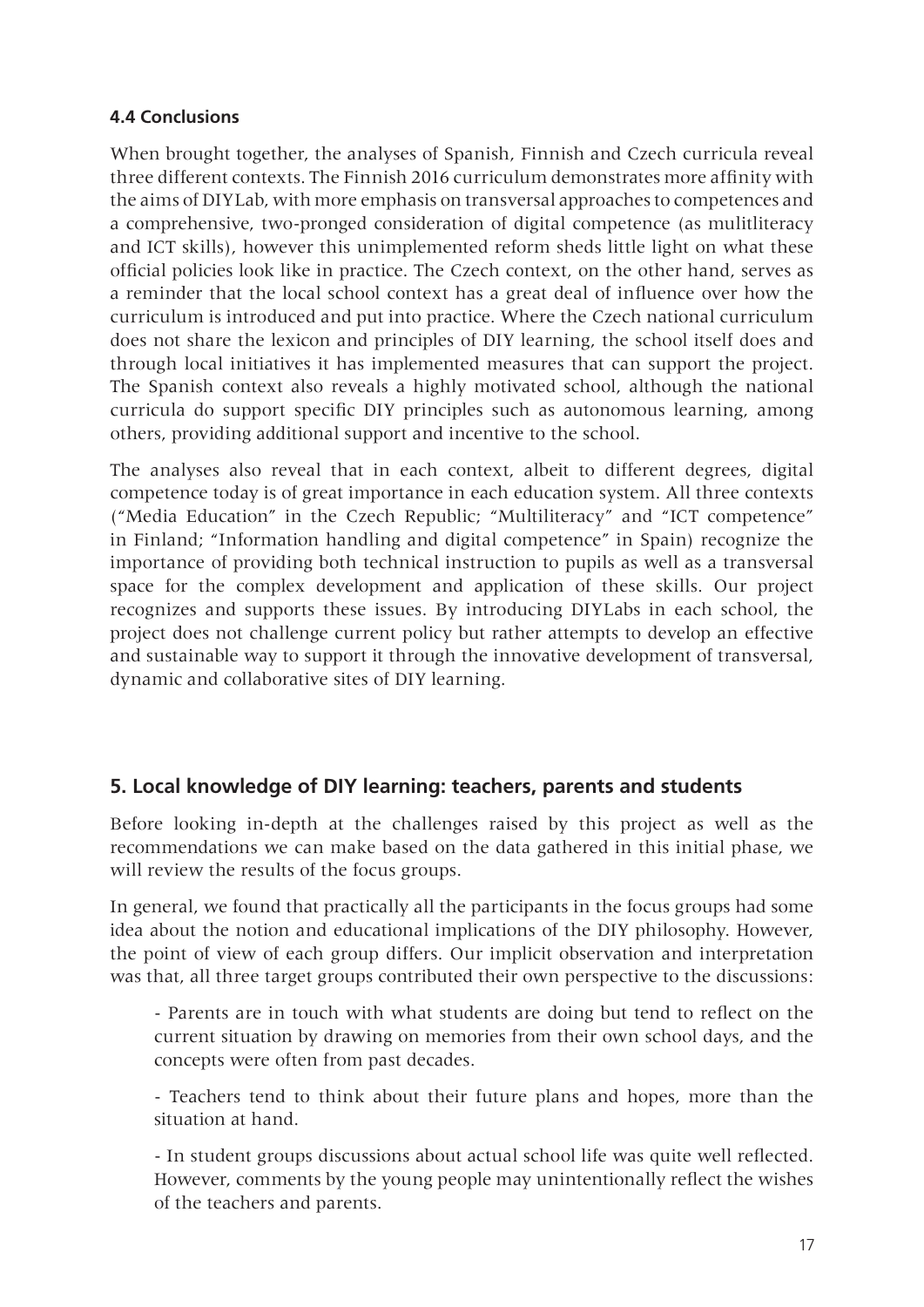### 4.4 Conclusions

When brought together, the analyses of Spanish, Finnish and Czech curricula reveal three different contexts. The Finnish 2016 curriculum demonstrates more affinity with the aims of DIYLab, with more emphasis on transversal approaches to competences and a comprehensive, two-pronged consideration of digital competence (as mulitliteracy and ICT skills), however this unimplemented reform sheds little light on what these official policies look like in practice. The Czech context, on the other hand, serves as a reminder that the local school context has a great deal of influence over how the curriculum is introduced and put into practice. Where the Czech national curriculum does not share the lexicon and principles of DIY learning, the school itself does and through local initiatives it has implemented measures that can support the project. The Spanish context also reveals a highly motivated school, although the national curricula do support specific DIY principles such as autonomous learning, among others, providing additional support and incentive to the school.

The analyses also reveal that in each context, albeit to different degrees, digital competence today is of great importance in each education system. All three contexts ("Media Education" in the Czech Republic; "Multiliteracy" and "ICT competence" in Finland; "Information handling and digital competence" in Spain) recognize the importance of providing both technical instruction to pupils as well as a transversal space for the complex development and application of these skills. Our project recognizes and supports these issues. By introducing DIYLabs in each school, the project does not challenge current policy but rather attempts to develop an effective and sustainable way to support it through the innovative development of transversal, dynamic and collaborative sites of DIY learning.

## 5. Local knowledge of DIY learning: teachers, parents and students

Before looking in-depth at the challenges raised by this project as well as the recommendations we can make based on the data gathered in this initial phase, we will review the results of the focus groups.

In general, we found that practically all the participants in the focus groups had some idea about the notion and educational implications of the DIY philosophy. However, the point of view of each group differs. Our implicit observation and interpretation was that, all three target groups contributed their own perspective to the discussions:

- Parents are in touch with what students are doing but tend to reflect on the current situation by drawing on memories from their own school days, and the concepts were often from past decades.

- Teachers tend to think about their future plans and hopes, more than the situation at hand.

- In student groups discussions about actual school life was quite well reflected. However, comments by the young people may unintentionally reflect the wishes of the teachers and parents.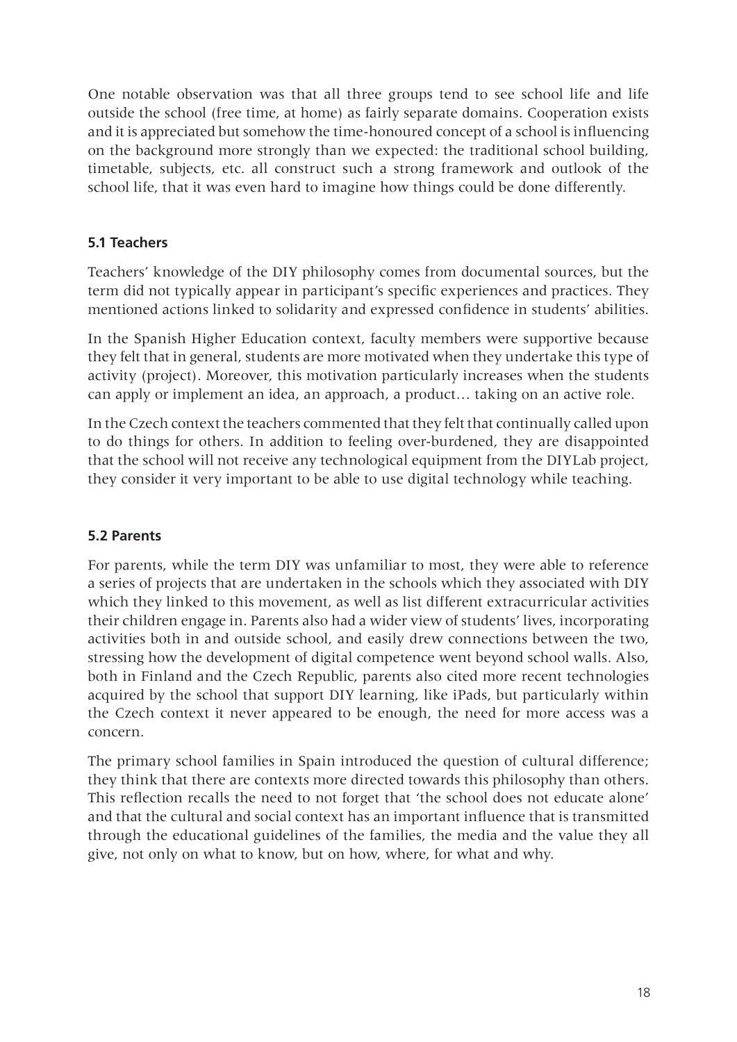One notable observation was that all three groups tend to see school life and life outside the school (free time, at home) as fairly separate domains. Cooperation exists and it is appreciated but somehow the time-honoured concept of a school is influencing on the background more strongly than we expected: the traditional school building, timetable, subjects, etc. all construct such a strong framework and outlook of the school life, that it was even hard to imagine how things could be done differently.

### 5.1 Teachers

Teachers' knowledge of the DIY philosophy comes from documental sources, but the term did not typically appear in participant's specific experiences and practices. They mentioned actions linked to solidarity and expressed confidence in students' abilities.

In the Spanish Higher Education context, faculty members were supportive because they felt that in general, students are more motivated when they undertake this type of activity (project). Moreover, this motivation particularly increases when the students can apply or implement an idea, an approach, a product… taking on an active role.

In the Czech context the teachers commented that they felt that continually called upon to do things for others. In addition to feeling over-burdened, they are disappointed that the school will not receive any technological equipment from the DIYLab project, they consider it very important to be able to use digital technology while teaching.

### 5.2 Parents

For parents, while the term DIY was unfamiliar to most, they were able to reference a series of projects that are undertaken in the schools which they associated with DIY which they linked to this movement, as well as list different extracurricular activities their children engage in. Parents also had a wider view of students' lives, incorporating activities both in and outside school, and easily drew connections between the two, stressing how the development of digital competence went beyond school walls. Also, both in Finland and the Czech Republic, parents also cited more recent technologies acquired by the school that support DIY learning, like iPads, but particularly within the Czech context it never appeared to be enough, the need for more access was a concern.

The primary school families in Spain introduced the question of cultural difference; they think that there are contexts more directed towards this philosophy than others. This reflection recalls the need to not forget that 'the school does not educate alone' and that the cultural and social context has an important influence that is transmitted through the educational guidelines of the families, the media and the value they all give, not only on what to know, but on how, where, for what and why.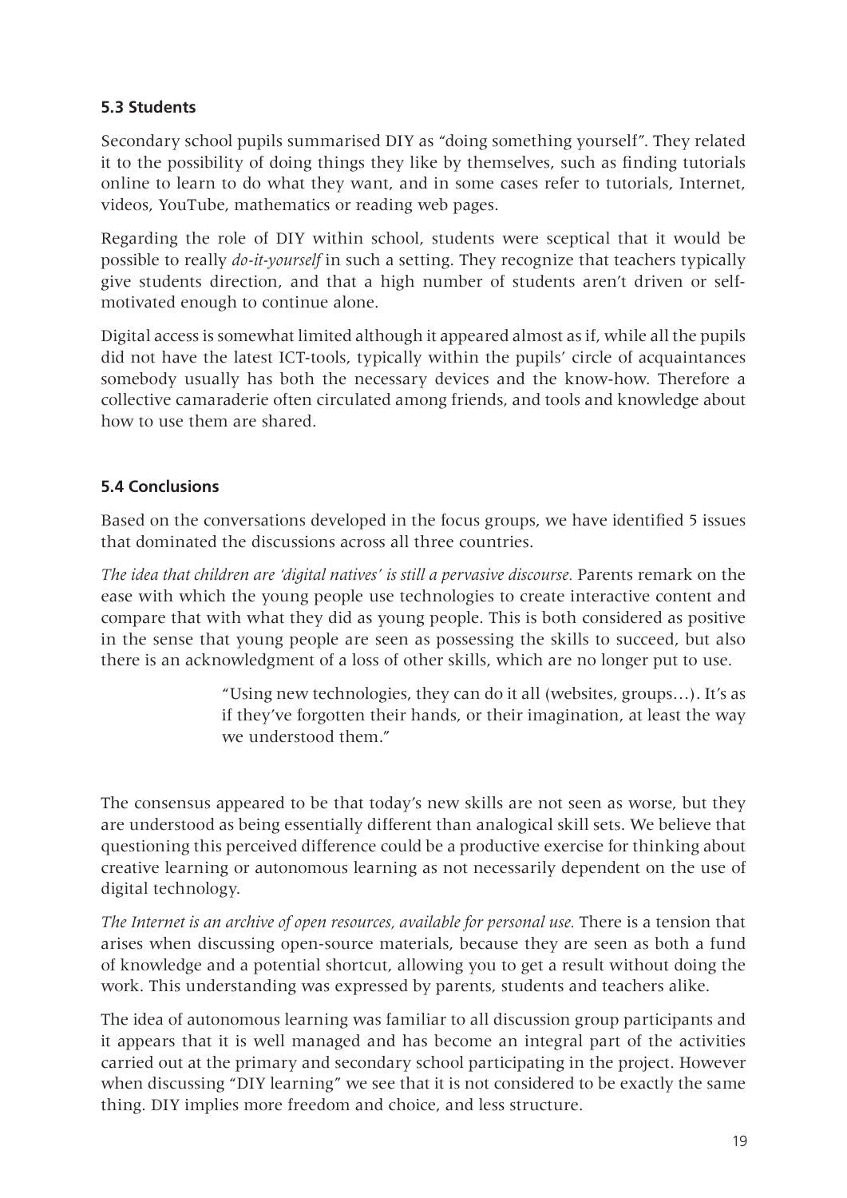### 5.3 Students

Secondary school pupils summarised DIY as "doing something yourself". They related it to the possibility of doing things they like by themselves, such as finding tutorials online to learn to do what they want, and in some cases refer to tutorials, Internet, videos, YouTube, mathematics or reading web pages.

Regarding the role of DIY within school, students were sceptical that it would be possible to really *do-it-yourself* in such a setting. They recognize that teachers typically give students direction, and that a high number of students aren't driven or self-motivated enough to continue alone.

Digital access is somewhat limited although it appeared almost as if, while all the pupils did not have the latest ICT-tools, typically within the pupils' circle of acquaintances somebody usually has both the necessary devices and the know-how. Therefore a collective camaraderie often circulated among friends, and tools and knowledge about how to use them are shared.

### 5.4 Conclusions

Based on the conversations developed in the focus groups, we have identified 5 issues that dominated the discussions across all three countries.

*The idea that children are 'digital natives' is still a pervasive discourse.* Parents remark on the ease with which the young people use technologies to create interactive content and compare that with what they did as young people. This is both considered as positive in the sense that young people are seen as possessing the skills to succeed, but also there is an acknowledgment of a loss of other skills, which are no longer put to use.

> "Using new technologies, they can do it all (websites, groups…). It's as if they've forgotten their hands, or their imagination, at least the way we understood them."

The consensus appeared to be that today's new skills are not seen as worse, but they are understood as being essentially different than analogical skill sets. We believe that questioning this perceived difference could be a productive exercise for thinking about creative learning or autonomous learning as not necessarily dependent on the use of digital technology.

*The Internet is an archive of open resources, available for personal use.* There is a tension that arises when discussing open-source materials, because they are seen as both a fund of knowledge and a potential shortcut, allowing you to get a result without doing the work. This understanding was expressed by parents, students and teachers alike.

The idea of autonomous learning was familiar to all discussion group participants and it appears that it is well managed and has become an integral part of the activities carried out at the primary and secondary school participating in the project. However when discussing "DIY learning" we see that it is not considered to be exactly the same thing. DIY implies more freedom and choice, and less structure.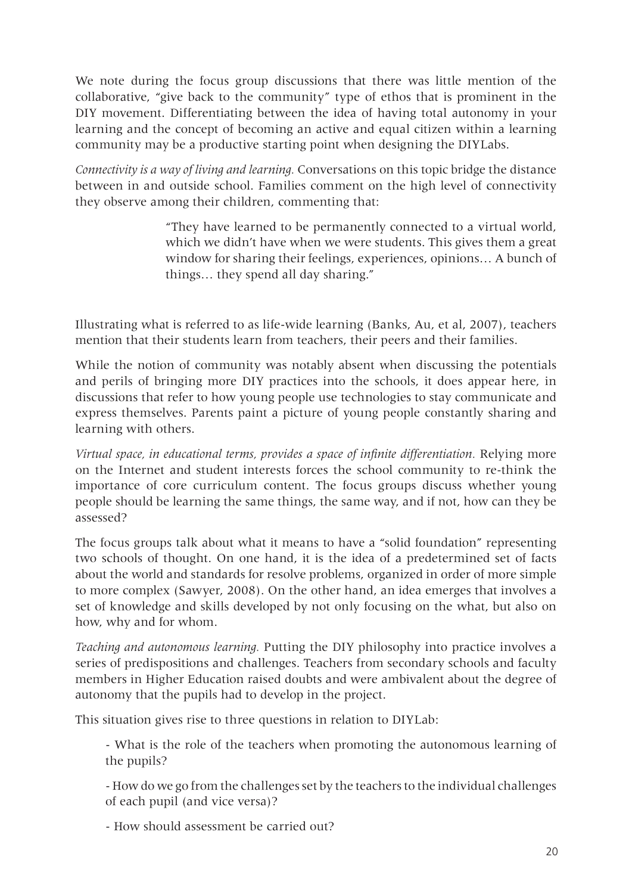We note during the focus group discussions that there was little mention of the collaborative, "give back to the community" type of ethos that is prominent in the DIY movement. Differentiating between the idea of having total autonomy in your learning and the concept of becoming an active and equal citizen within a learning community may be a productive starting point when designing the DIYLabs.

*Connectivity is a way of living and learning.* Conversations on this topic bridge the distance between in and outside school. Families comment on the high level of connectivity they observe among their children, commenting that:

> "They have learned to be permanently connected to a virtual world, which we didn't have when we were students. This gives them a great window for sharing their feelings, experiences, opinions… A bunch of things… they spend all day sharing."

Illustrating what is referred to as life-wide learning (Banks, Au, et al, 2007), teachers mention that their students learn from teachers, their peers and their families.

While the notion of community was notably absent when discussing the potentials and perils of bringing more DIY practices into the schools, it does appear here, in discussions that refer to how young people use technologies to stay communicate and express themselves. Parents paint a picture of young people constantly sharing and learning with others.

*Virtual space, in educational terms, provides a space of infinite differentiation.* Relying more on the Internet and student interests forces the school community to re-think the importance of core curriculum content. The focus groups discuss whether young people should be learning the same things, the same way, and if not, how can they be assessed?

The focus groups talk about what it means to have a "solid foundation" representing two schools of thought. On one hand, it is the idea of a predetermined set of facts about the world and standards for resolve problems, organized in order of more simple to more complex (Sawyer, 2008). On the other hand, an idea emerges that involves a set of knowledge and skills developed by not only focusing on the what, but also on how, why and for whom.

*Teaching and autonomous learning.* Putting the DIY philosophy into practice involves a series of predispositions and challenges. Teachers from secondary schools and faculty members in Higher Education raised doubts and were ambivalent about the degree of autonomy that the pupils had to develop in the project.

This situation gives rise to three questions in relation to DIYLab:

- What is the role of the teachers when promoting the autonomous learning of the pupils?
- How do we go from the challenges set by the teachers to the individual challenges of each pupil (and vice versa)?
- How should assessment be carried out?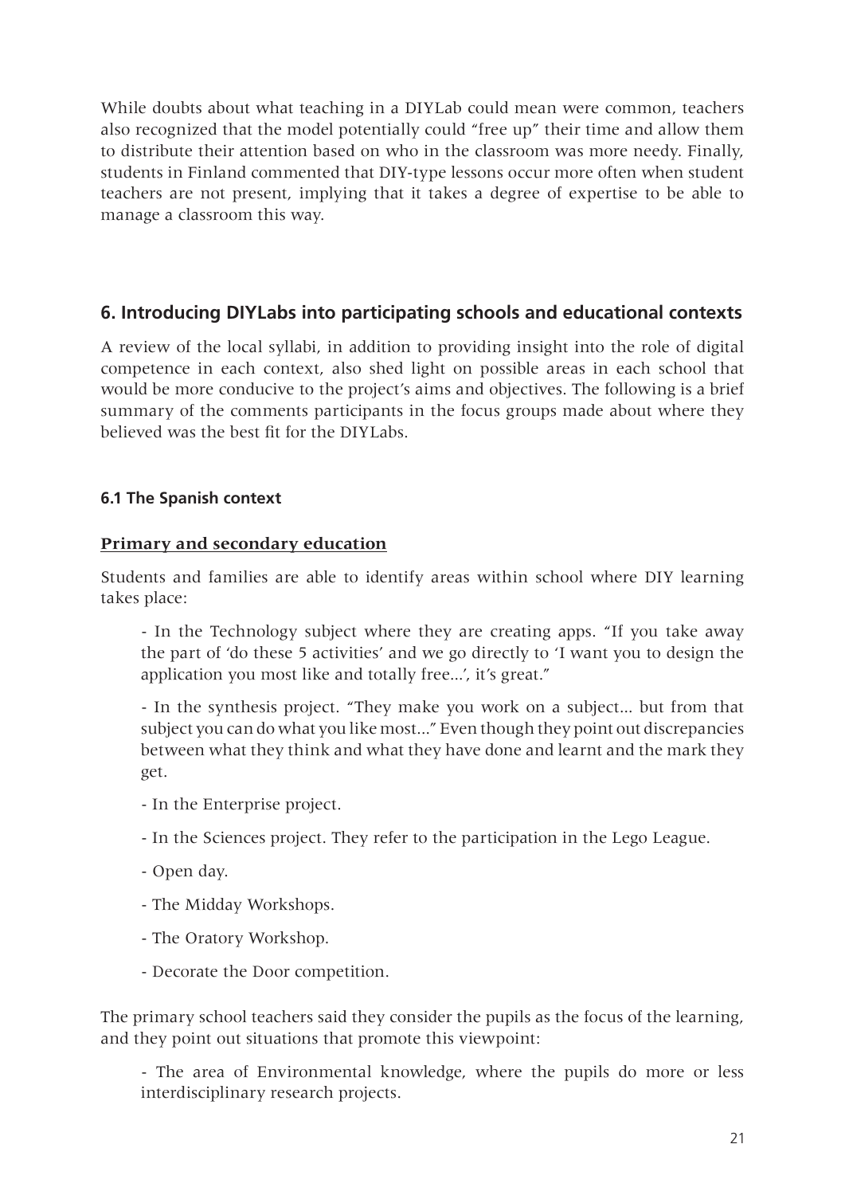While doubts about what teaching in a DIYLab could mean were common, teachers also recognized that the model potentially could "free up" their time and allow them to distribute their attention based on who in the classroom was more needy. Finally, students in Finland commented that DIY-type lessons occur more often when student teachers are not present, implying that it takes a degree of expertise to be able to manage a classroom this way.

## 6. Introducing DIYLabs into participating schools and educational contexts

A review of the local syllabi, in addition to providing insight into the role of digital competence in each context, also shed light on possible areas in each school that would be more conducive to the project's aims and objectives. The following is a brief summary of the comments participants in the focus groups made about where they believed was the best fit for the DIYLabs.

### 6.1 The Spanish context

**Primary and secondary education**

Students and families are able to identify areas within school where DIY learning takes place:

- In the Technology subject where they are creating apps. "If you take away the part of 'do these 5 activities' and we go directly to 'I want you to design the application you most like and totally free...', it's great."
- In the synthesis project. "They make you work on a subject... but from that subject you can do what you like most..." Even though they point out discrepancies between what they think and what they have done and learnt and the mark they get.
- In the Enterprise project.
- In the Sciences project. They refer to the participation in the Lego League.
- Open day.
- The Midday Workshops.
- The Oratory Workshop.
- Decorate the Door competition.

The primary school teachers said they consider the pupils as the focus of the learning, and they point out situations that promote this viewpoint:

- The area of Environmental knowledge, where the pupils do more or less interdisciplinary research projects.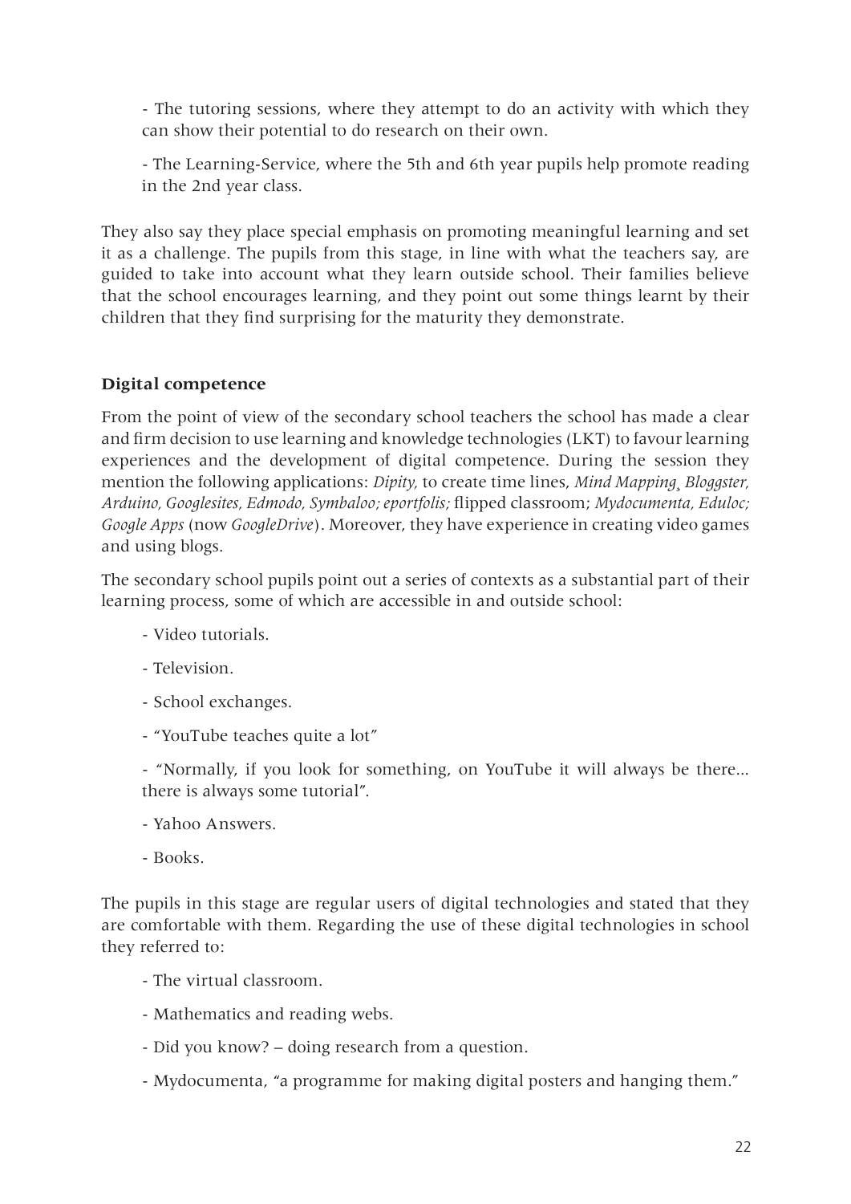- The tutoring sessions, where they attempt to do an activity with which they can show their potential to do research on their own.

- The Learning-Service, where the 5th and 6th year pupils help promote reading in the 2nd year class.

They also say they place special emphasis on promoting meaningful learning and set it as a challenge. The pupils from this stage, in line with what the teachers say, are guided to take into account what they learn outside school. Their families believe that the school encourages learning, and they point out some things learnt by their children that they find surprising for the maturity they demonstrate.

**Digital competence**

From the point of view of the secondary school teachers the school has made a clear and firm decision to use learning and knowledge technologies (LKT) to favour learning experiences and the development of digital competence. During the session they mention the following applications: *Dipity,* to create time lines, *Mind Mapping¸ Bloggster, Arduino, Googlesites, Edmodo, Symbaloo; eportfolis;* flipped classroom; *Mydocumenta, Eduloc; Google Apps* (now *GoogleDrive*). Moreover, they have experience in creating video games and using blogs.

The secondary school pupils point out a series of contexts as a substantial part of their learning process, some of which are accessible in and outside school:

- Video tutorials.

- Television.

- School exchanges.

- "YouTube teaches quite a lot"

- "Normally, if you look for something, on YouTube it will always be there... there is always some tutorial".

- Yahoo Answers.

- Books.

The pupils in this stage are regular users of digital technologies and stated that they are comfortable with them. Regarding the use of these digital technologies in school they referred to:

- The virtual classroom.

- Mathematics and reading webs.

- Did you know? – doing research from a question.

- Mydocumenta, "a programme for making digital posters and hanging them."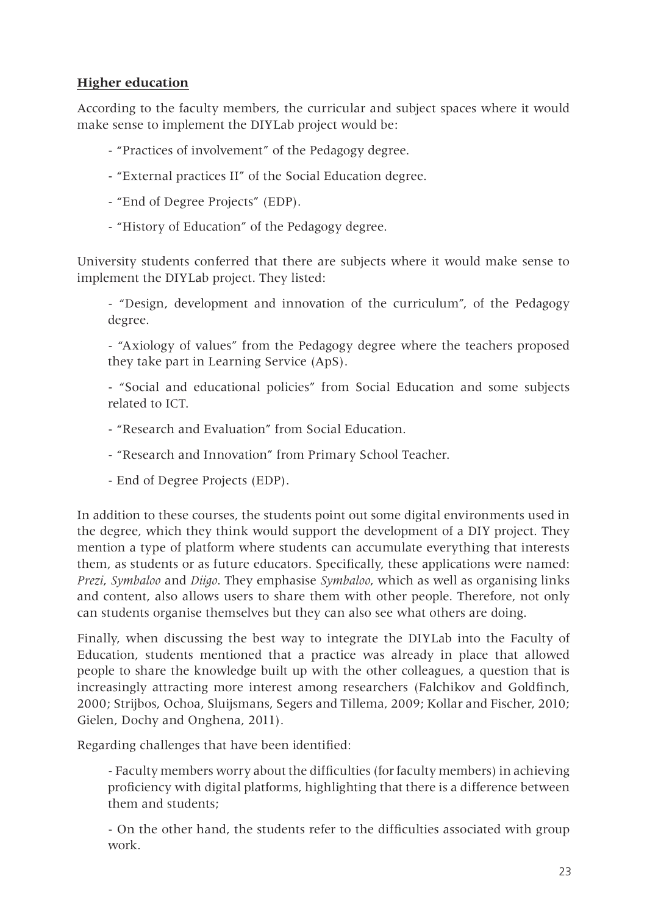**Higher education**

According to the faculty members, the curricular and subject spaces where it would make sense to implement the DIYLab project would be:

- "Practices of involvement" of the Pedagogy degree.
- "External practices II" of the Social Education degree.
- "End of Degree Projects" (EDP).
- "History of Education" of the Pedagogy degree.

University students conferred that there are subjects where it would make sense to implement the DIYLab project. They listed:

- "Design, development and innovation of the curriculum", of the Pedagogy degree.
- "Axiology of values" from the Pedagogy degree where the teachers proposed they take part in Learning Service (ApS).
- "Social and educational policies" from Social Education and some subjects related to ICT.
- "Research and Evaluation" from Social Education.
- "Research and Innovation" from Primary School Teacher.
- End of Degree Projects (EDP).

In addition to these courses, the students point out some digital environments used in the degree, which they think would support the development of a DIY project. They mention a type of platform where students can accumulate everything that interests them, as students or as future educators. Specifically, these applications were named: *Prezi*, *Symbaloo* and *Diigo*. They emphasise *Symbaloo*, which as well as organising links and content, also allows users to share them with other people. Therefore, not only can students organise themselves but they can also see what others are doing.

Finally, when discussing the best way to integrate the DIYLab into the Faculty of Education, students mentioned that a practice was already in place that allowed people to share the knowledge built up with the other colleagues, a question that is increasingly attracting more interest among researchers (Falchikov and Goldfinch, 2000; Strijbos, Ochoa, Sluijsmans, Segers and Tillema, 2009; Kollar and Fischer, 2010; Gielen, Dochy and Onghena, 2011).

Regarding challenges that have been identified:

- Faculty members worry about the difficulties (for faculty members) in achieving proficiency with digital platforms, highlighting that there is a difference between them and students;
- On the other hand, the students refer to the difficulties associated with group work.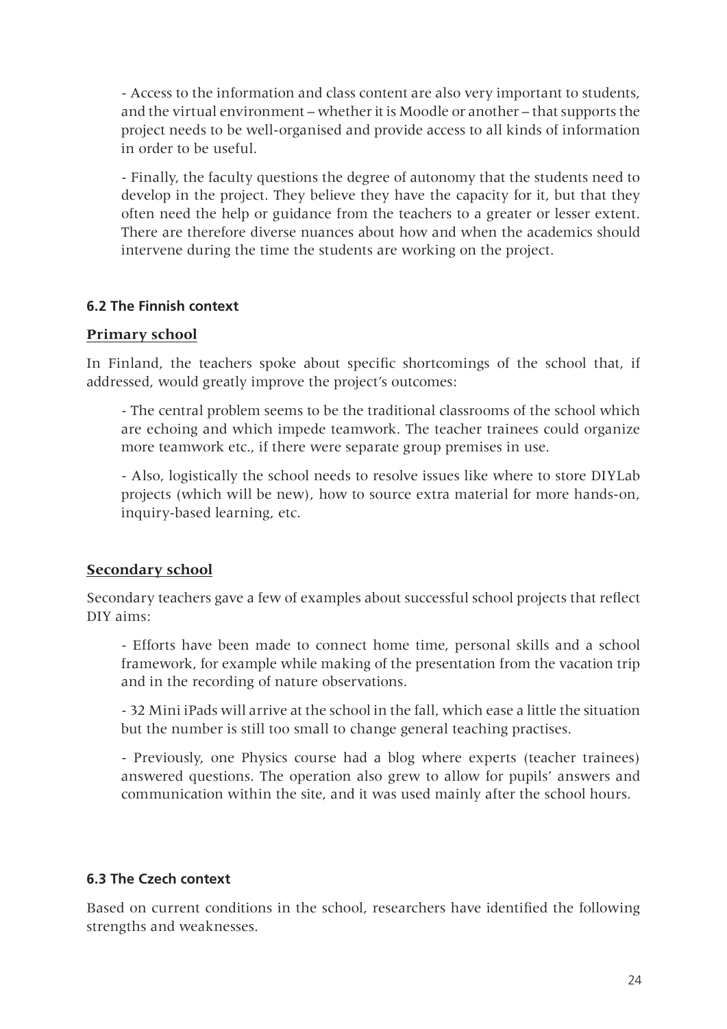- Access to the information and class content are also very important to students, and the virtual environment – whether it is Moodle or another – that supports the project needs to be well-organised and provide access to all kinds of information in order to be useful.

- Finally, the faculty questions the degree of autonomy that the students need to develop in the project. They believe they have the capacity for it, but that they often need the help or guidance from the teachers to a greater or lesser extent. There are therefore diverse nuances about how and when the academics should intervene during the time the students are working on the project.

### 6.2 The Finnish context

**Primary school**

In Finland, the teachers spoke about specific shortcomings of the school that, if addressed, would greatly improve the project's outcomes:

- The central problem seems to be the traditional classrooms of the school which are echoing and which impede teamwork. The teacher trainees could organize more teamwork etc., if there were separate group premises in use.

- Also, logistically the school needs to resolve issues like where to store DIYLab projects (which will be new), how to source extra material for more hands-on, inquiry-based learning, etc.

**Secondary school**

Secondary teachers gave a few of examples about successful school projects that reflect DIY aims:

- Efforts have been made to connect home time, personal skills and a school framework, for example while making of the presentation from the vacation trip and in the recording of nature observations.

- 32 Mini iPads will arrive at the school in the fall, which ease a little the situation but the number is still too small to change general teaching practises.

- Previously, one Physics course had a blog where experts (teacher trainees) answered questions. The operation also grew to allow for pupils' answers and communication within the site, and it was used mainly after the school hours.

### 6.3 The Czech context

Based on current conditions in the school, researchers have identified the following strengths and weaknesses.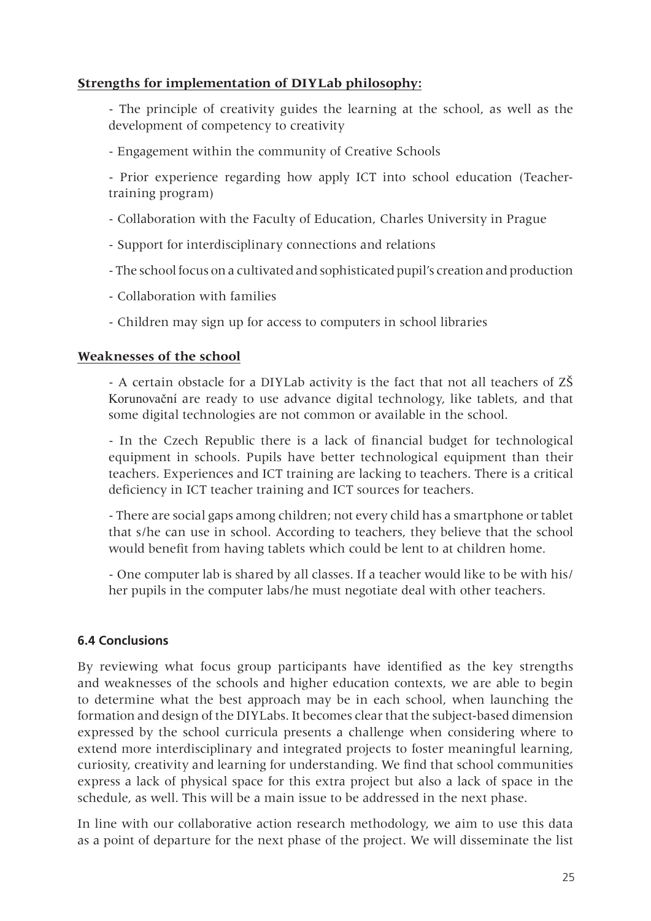**Strengths for implementation of DIYLab philosophy:**

- The principle of creativity guides the learning at the school, as well as the development of competency to creativity
- Engagement within the community of Creative Schools
- Prior experience regarding how apply ICT into school education (Teacher-training program)
- Collaboration with the Faculty of Education, Charles University in Prague
- Support for interdisciplinary connections and relations
- The school focus on a cultivated and sophisticated pupil's creation and production
- Collaboration with families
- Children may sign up for access to computers in school libraries

**Weaknesses of the school**

- A certain obstacle for a DIYLab activity is the fact that not all teachers of ZŠ Korunovační are ready to use advance digital technology, like tablets, and that some digital technologies are not common or available in the school.
- In the Czech Republic there is a lack of financial budget for technological equipment in schools. Pupils have better technological equipment than their teachers. Experiences and ICT training are lacking to teachers. There is a critical deficiency in ICT teacher training and ICT sources for teachers.
- There are social gaps among children; not every child has a smartphone or tablet that s/he can use in school. According to teachers, they believe that the school would benefit from having tablets which could be lent to at children home.
- One computer lab is shared by all classes. If a teacher would like to be with his/her pupils in the computer labs/he must negotiate deal with other teachers.

### 6.4 Conclusions

By reviewing what focus group participants have identified as the key strengths and weaknesses of the schools and higher education contexts, we are able to begin to determine what the best approach may be in each school, when launching the formation and design of the DIYLabs. It becomes clear that the subject-based dimension expressed by the school curricula presents a challenge when considering where to extend more interdisciplinary and integrated projects to foster meaningful learning, curiosity, creativity and learning for understanding. We find that school communities express a lack of physical space for this extra project but also a lack of space in the schedule, as well. This will be a main issue to be addressed in the next phase.

In line with our collaborative action research methodology, we aim to use this data as a point of departure for the next phase of the project. We will disseminate the list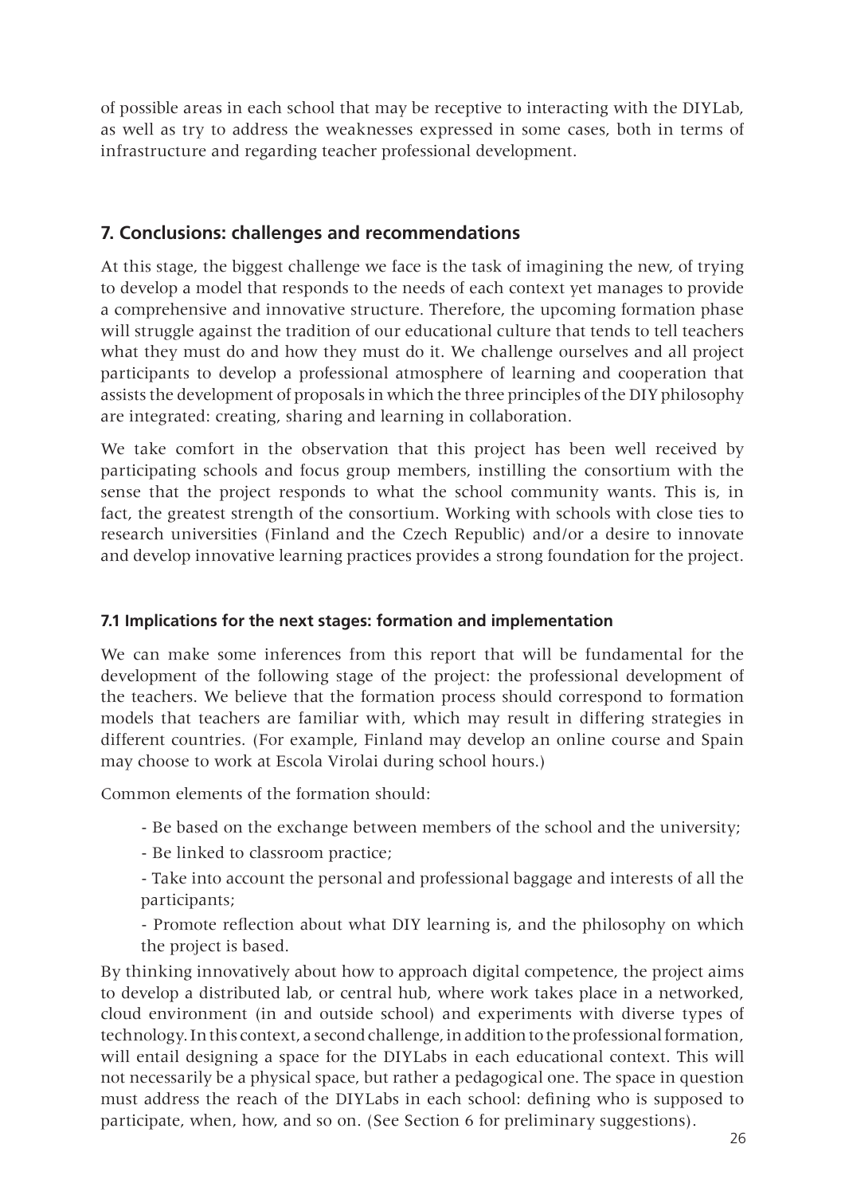of possible areas in each school that may be receptive to interacting with the DIYLab, as well as try to address the weaknesses expressed in some cases, both in terms of infrastructure and regarding teacher professional development.

## 7. Conclusions: challenges and recommendations

At this stage, the biggest challenge we face is the task of imagining the new, of trying to develop a model that responds to the needs of each context yet manages to provide a comprehensive and innovative structure. Therefore, the upcoming formation phase will struggle against the tradition of our educational culture that tends to tell teachers what they must do and how they must do it. We challenge ourselves and all project participants to develop a professional atmosphere of learning and cooperation that assists the development of proposals in which the three principles of the DIY philosophy are integrated: creating, sharing and learning in collaboration.

We take comfort in the observation that this project has been well received by participating schools and focus group members, instilling the consortium with the sense that the project responds to what the school community wants. This is, in fact, the greatest strength of the consortium. Working with schools with close ties to research universities (Finland and the Czech Republic) and/or a desire to innovate and develop innovative learning practices provides a strong foundation for the project.

### 7.1 Implications for the next stages: formation and implementation

We can make some inferences from this report that will be fundamental for the development of the following stage of the project: the professional development of the teachers. We believe that the formation process should correspond to formation models that teachers are familiar with, which may result in differing strategies in different countries. (For example, Finland may develop an online course and Spain may choose to work at Escola Virolai during school hours.)

Common elements of the formation should:

- Be based on the exchange between members of the school and the university;
- Be linked to classroom practice;
- Take into account the personal and professional baggage and interests of all the participants;
- Promote reflection about what DIY learning is, and the philosophy on which the project is based.

By thinking innovatively about how to approach digital competence, the project aims to develop a distributed lab, or central hub, where work takes place in a networked, cloud environment (in and outside school) and experiments with diverse types of technology. In this context, a second challenge, in addition to the professional formation, will entail designing a space for the DIYLabs in each educational context. This will not necessarily be a physical space, but rather a pedagogical one. The space in question must address the reach of the DIYLabs in each school: defining who is supposed to participate, when, how, and so on. (See Section 6 for preliminary suggestions).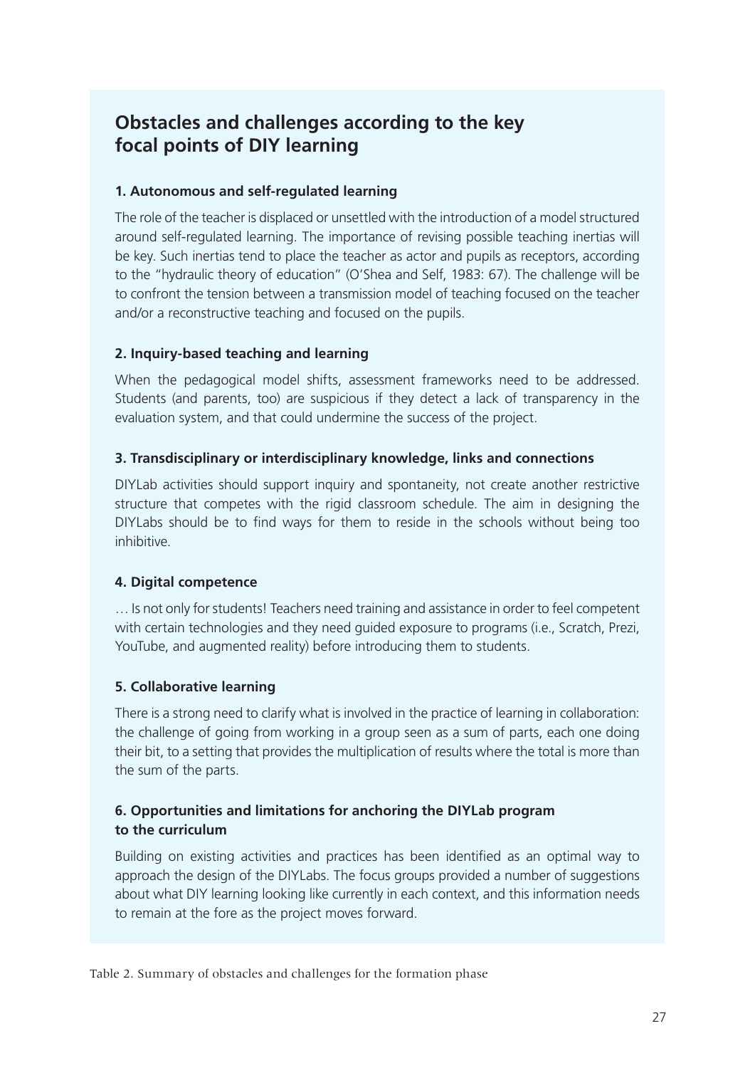## Obstacles and challenges according to the key focal points of DIY learning

### 1. Autonomous and self-regulated learning

The role of the teacher is displaced or unsettled with the introduction of a model structured around self-regulated learning. The importance of revising possible teaching inertias will be key. Such inertias tend to place the teacher as actor and pupils as receptors, according to the "hydraulic theory of education" (O'Shea and Self, 1983: 67). The challenge will be to confront the tension between a transmission model of teaching focused on the teacher and/or a reconstructive teaching and focused on the pupils.

### 2. Inquiry-based teaching and learning

When the pedagogical model shifts, assessment frameworks need to be addressed. Students (and parents, too) are suspicious if they detect a lack of transparency in the evaluation system, and that could undermine the success of the project.

### 3. Transdisciplinary or interdisciplinary knowledge, links and connections

DIYLab activities should support inquiry and spontaneity, not create another restrictive structure that competes with the rigid classroom schedule. The aim in designing the DIYLabs should be to find ways for them to reside in the schools without being too inhibitive.

### 4. Digital competence

… Is not only for students! Teachers need training and assistance in order to feel competent with certain technologies and they need guided exposure to programs (i.e., Scratch, Prezi, YouTube, and augmented reality) before introducing them to students.

### 5. Collaborative learning

There is a strong need to clarify what is involved in the practice of learning in collaboration: the challenge of going from working in a group seen as a sum of parts, each one doing their bit, to a setting that provides the multiplication of results where the total is more than the sum of the parts.

### 6. Opportunities and limitations for anchoring the DIYLab program to the curriculum

Building on existing activities and practices has been identified as an optimal way to approach the design of the DIYLabs. The focus groups provided a number of suggestions about what DIY learning looking like currently in each context, and this information needs to remain at the fore as the project moves forward.

Table 2. Summary of obstacles and challenges for the formation phase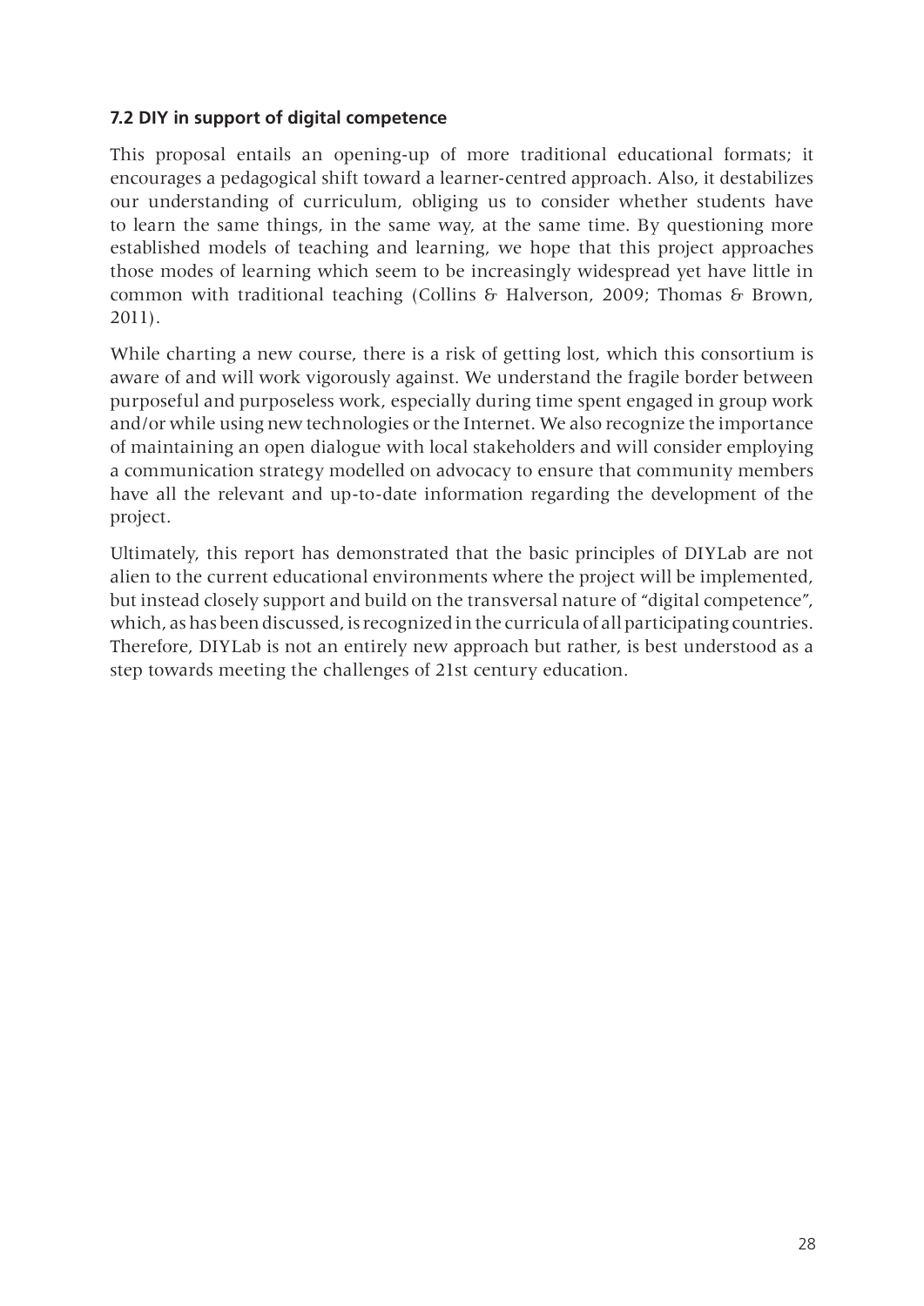### 7.2 DIY in support of digital competence

This proposal entails an opening-up of more traditional educational formats; it encourages a pedagogical shift toward a learner-centred approach. Also, it destabilizes our understanding of curriculum, obliging us to consider whether students have to learn the same things, in the same way, at the same time. By questioning more established models of teaching and learning, we hope that this project approaches those modes of learning which seem to be increasingly widespread yet have little in common with traditional teaching (Collins & Halverson, 2009; Thomas & Brown, 2011).

While charting a new course, there is a risk of getting lost, which this consortium is aware of and will work vigorously against. We understand the fragile border between purposeful and purposeless work, especially during time spent engaged in group work and/or while using new technologies or the Internet. We also recognize the importance of maintaining an open dialogue with local stakeholders and will consider employing a communication strategy modelled on advocacy to ensure that community members have all the relevant and up-to-date information regarding the development of the project.

Ultimately, this report has demonstrated that the basic principles of DIYLab are not alien to the current educational environments where the project will be implemented, but instead closely support and build on the transversal nature of "digital competence", which, as has been discussed, is recognized in the curricula of all participating countries. Therefore, DIYLab is not an entirely new approach but rather, is best understood as a step towards meeting the challenges of 21st century education.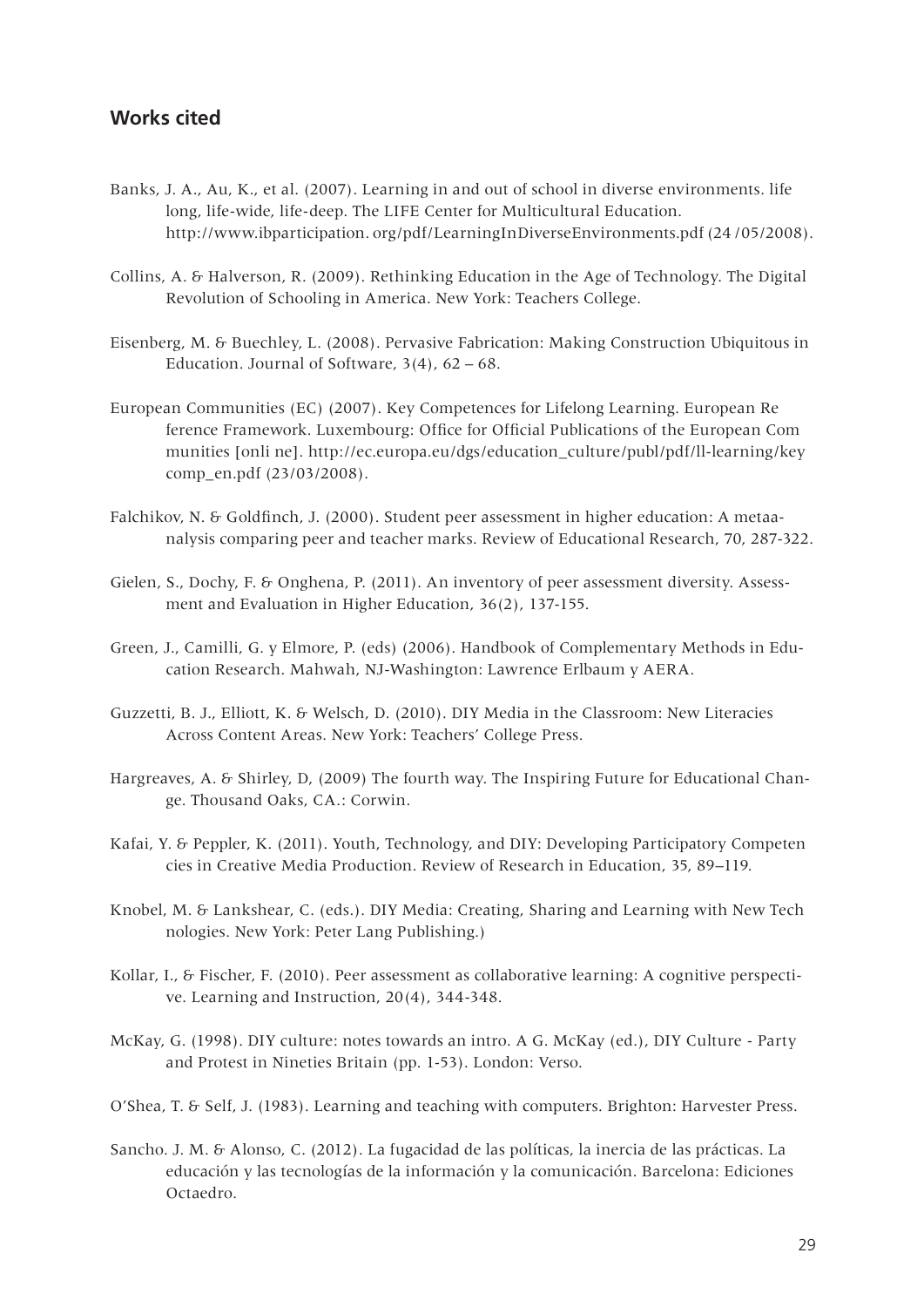## Works cited

Banks, J. A., Au, K., et al. (2007). Learning in and out of school in diverse environments. life long, life-wide, life-deep. The LIFE Center for Multicultural Education. http://www.ibparticipation. org/pdf/LearningInDiverseEnvironments.pdf (24 /05/2008).

Collins, A. & Halverson, R. (2009). Rethinking Education in the Age of Technology. The Digital Revolution of Schooling in America. New York: Teachers College.

Eisenberg, M. & Buechley, L. (2008). Pervasive Fabrication: Making Construction Ubiquitous in Education. Journal of Software, 3(4), 62 – 68.

European Communities (EC) (2007). Key Competences for Lifelong Learning. European Re ference Framework. Luxembourg: Office for Official Publications of the European Com munities [onli ne]. http://ec.europa.eu/dgs/education_culture/publ/pdf/ll-learning/key comp_en.pdf (23/03/2008).

Falchikov, N. & Goldfinch, J. (2000). Student peer assessment in higher education: A metaanalysis comparing peer and teacher marks. Review of Educational Research, 70, 287-322.

Gielen, S., Dochy, F. & Onghena, P. (2011). An inventory of peer assessment diversity. Assessment and Evaluation in Higher Education, 36(2), 137-155.

Green, J., Camilli, G. y Elmore, P. (eds) (2006). Handbook of Complementary Methods in Education Research. Mahwah, NJ-Washington: Lawrence Erlbaum y AERA.

Guzzetti, B. J., Elliott, K. & Welsch, D. (2010). DIY Media in the Classroom: New Literacies Across Content Areas. New York: Teachers' College Press.

Hargreaves, A. & Shirley, D, (2009) The fourth way. The Inspiring Future for Educational Change. Thousand Oaks, CA.: Corwin.

Kafai, Y. & Peppler, K. (2011). Youth, Technology, and DIY: Developing Participatory Competen cies in Creative Media Production. Review of Research in Education, 35, 89–119.

Knobel, M. & Lankshear, C. (eds.). DIY Media: Creating, Sharing and Learning with New Tech nologies. New York: Peter Lang Publishing.)

Kollar, I., & Fischer, F. (2010). Peer assessment as collaborative learning: A cognitive perspective. Learning and Instruction, 20(4), 344-348.

McKay, G. (1998). DIY culture: notes towards an intro. A G. McKay (ed.), DIY Culture - Party and Protest in Nineties Britain (pp. 1-53). London: Verso.

O'Shea, T. & Self, J. (1983). Learning and teaching with computers. Brighton: Harvester Press.

Sancho. J. M. & Alonso, C. (2012). La fugacidad de las políticas, la inercia de las prácticas. La educación y las tecnologías de la información y la comunicación. Barcelona: Ediciones Octaedro.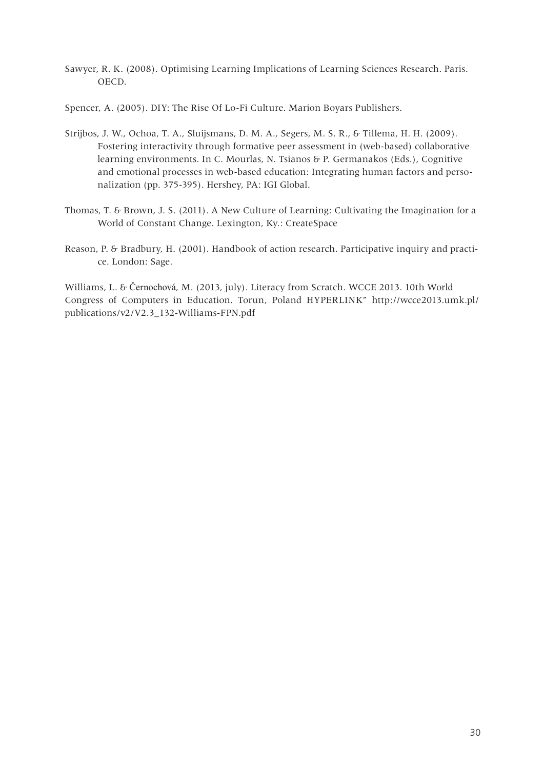Sawyer, R. K. (2008). Optimising Learning Implications of Learning Sciences Research. Paris. OECD.

Spencer, A. (2005). DIY: The Rise Of Lo-Fi Culture. Marion Boyars Publishers.

Strijbos, J. W., Ochoa, T. A., Sluijsmans, D. M. A., Segers, M. S. R., & Tillema, H. H. (2009). Fostering interactivity through formative peer assessment in (web-based) collaborative learning environments. In C. Mourlas, N. Tsianos & P. Germanakos (Eds.), Cognitive and emotional processes in web-based education: Integrating human factors and personalization (pp. 375-395). Hershey, PA: IGI Global.

Thomas, T. & Brown, J. S. (2011). A New Culture of Learning: Cultivating the Imagination for a World of Constant Change. Lexington, Ky.: CreateSpace

Reason, P. & Bradbury, H. (2001). Handbook of action research. Participative inquiry and practice. London: Sage.

Williams, L. & Černochová, M. (2013, july). Literacy from Scratch. WCCE 2013. 10th World Congress of Computers in Education. Torun, Poland HYPERLINK" http://wcce2013.umk.pl/publications/v2/V2.3_132-Williams-FPN.pdf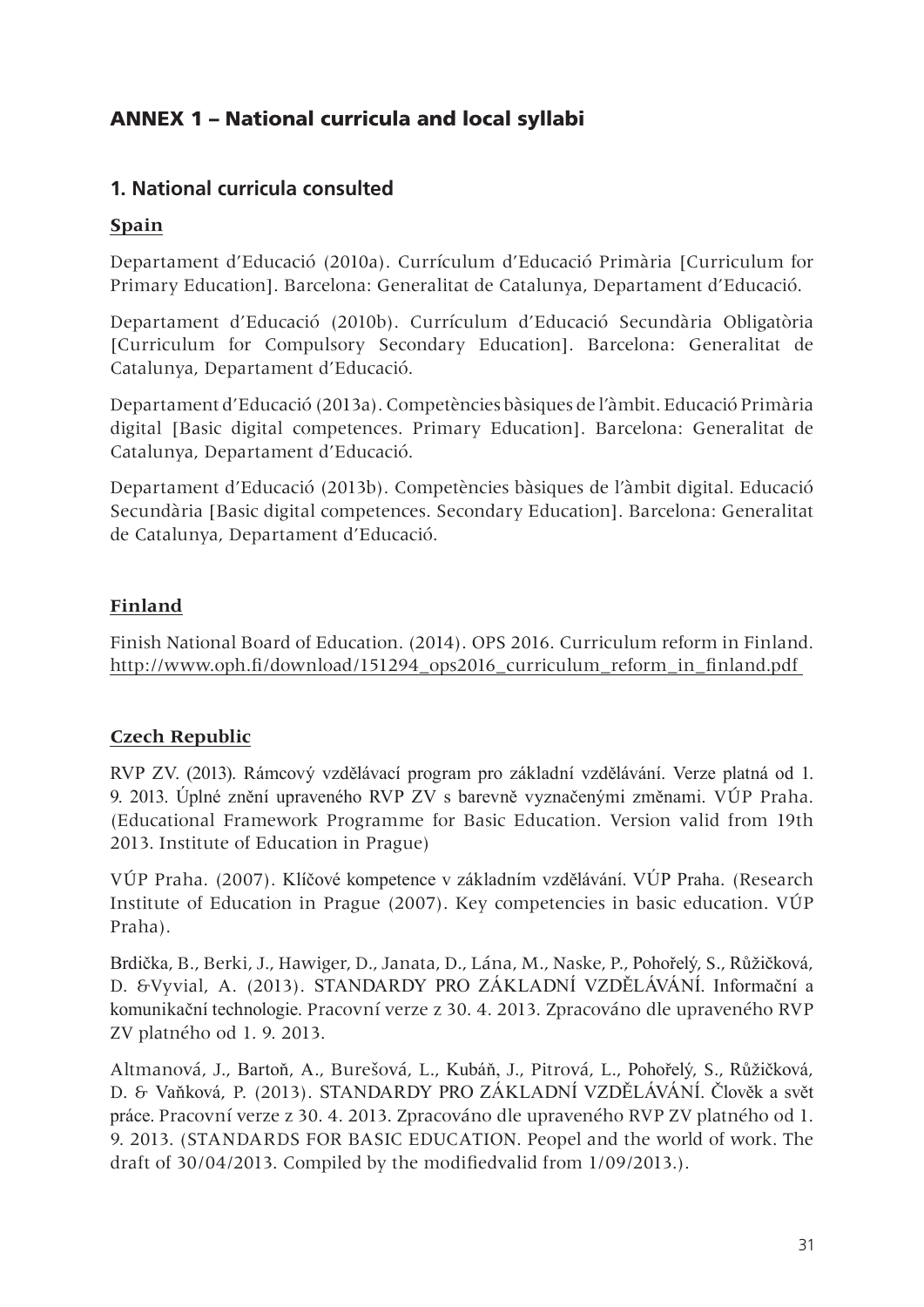## ANNEX 1 – National curricula and local syllabi

### 1. National curricula consulted

**Spain**

Departament d'Educació (2010a). Currículum d'Educació Primària [Curriculum for Primary Education]. Barcelona: Generalitat de Catalunya, Departament d'Educació.

Departament d'Educació (2010b). Currículum d'Educació Secundària Obligatòria [Curriculum for Compulsory Secondary Education]. Barcelona: Generalitat de Catalunya, Departament d'Educació.

Departament d'Educació (2013a). Competències bàsiques de l'àmbit. Educació Primària digital [Basic digital competences. Primary Education]. Barcelona: Generalitat de Catalunya, Departament d'Educació.

Departament d'Educació (2013b). Competències bàsiques de l'àmbit digital. Educació Secundària [Basic digital competences. Secondary Education]. Barcelona: Generalitat de Catalunya, Departament d'Educació.

**Finland**

Finish National Board of Education. (2014). OPS 2016. Curriculum reform in Finland. http://www.oph.fi/download/151294_ops2016_curriculum_reform_in_finland.pdf

**Czech Republic**

RVP ZV. (2013). Rámcový vzdělávací program pro základní vzdělávání. Verze platná od 1. 9. 2013. Úplné znění upraveného RVP ZV s barevně vyznačenými změnami. VÚP Praha. (Educational Framework Programme for Basic Education. Version valid from 19th 2013. Institute of Education in Prague)

VÚP Praha. (2007). Klíčové kompetence v základním vzdělávání. VÚP Praha. (Research Institute of Education in Prague (2007). Key competencies in basic education. VÚP Praha).

Brdička, B., Berki, J., Hawiger, D., Janata, D., Lána, M., Naske, P., Pohořelý, S., Růžičková, D. &Vyvial, A. (2013). STANDARDY PRO ZÁKLADNÍ VZDĚLÁVÁNÍ. Informační a komunikační technologie. Pracovní verze z 30. 4. 2013. Zpracováno dle upraveného RVP ZV platného od 1. 9. 2013.

Altmanová, J., Bartoň, A., Burešová, L., Kubáň, J., Pitrová, L., Pohořelý, S., Růžičková, D. & Vaňková, P. (2013). STANDARDY PRO ZÁKLADNÍ VZDĚLÁVÁNÍ. Člověk a svět práce. Pracovní verze z 30. 4. 2013. Zpracováno dle upraveného RVP ZV platného od 1. 9. 2013. (STANDARDS FOR BASIC EDUCATION. Peopel and the world of work. The draft of 30/04/2013. Compiled by the modifiedvalid from 1/09/2013.).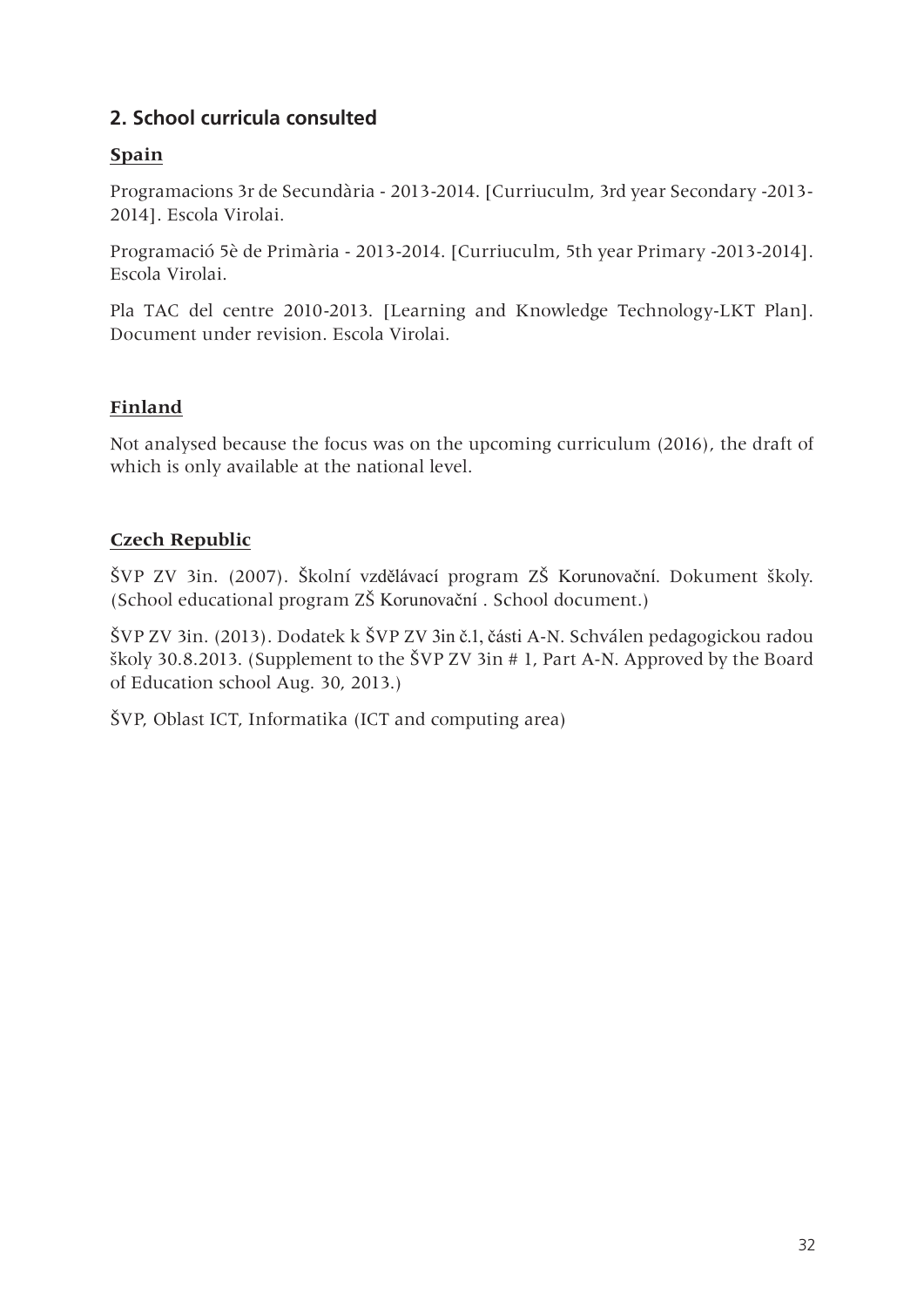## 2. School curricula consulted

### Spain

Programacions 3r de Secundària - 2013-2014. [Curriuculm, 3rd year Secondary -2013-2014]. Escola Virolai.

Programació 5è de Primària - 2013-2014. [Curriuculm, 5th year Primary -2013-2014]. Escola Virolai.

Pla TAC del centre 2010-2013. [Learning and Knowledge Technology-LKT Plan]. Document under revision. Escola Virolai.

### Finland

Not analysed because the focus was on the upcoming curriculum (2016), the draft of which is only available at the national level.

### Czech Republic

ŠVP ZV 3in. (2007). Školní vzdělávací program ZŠ Korunovační. Dokument školy. (School educational program ZŠ Korunovační . School document.)

ŠVP ZV 3in. (2013). Dodatek k ŠVP ZV 3in č.1, části A-N. Schválen pedagogickou radou školy 30.8.2013. (Supplement to the ŠVP ZV 3in # 1, Part A-N. Approved by the Board of Education school Aug. 30, 2013.)

ŠVP, Oblast ICT, Informatika (ICT and computing area)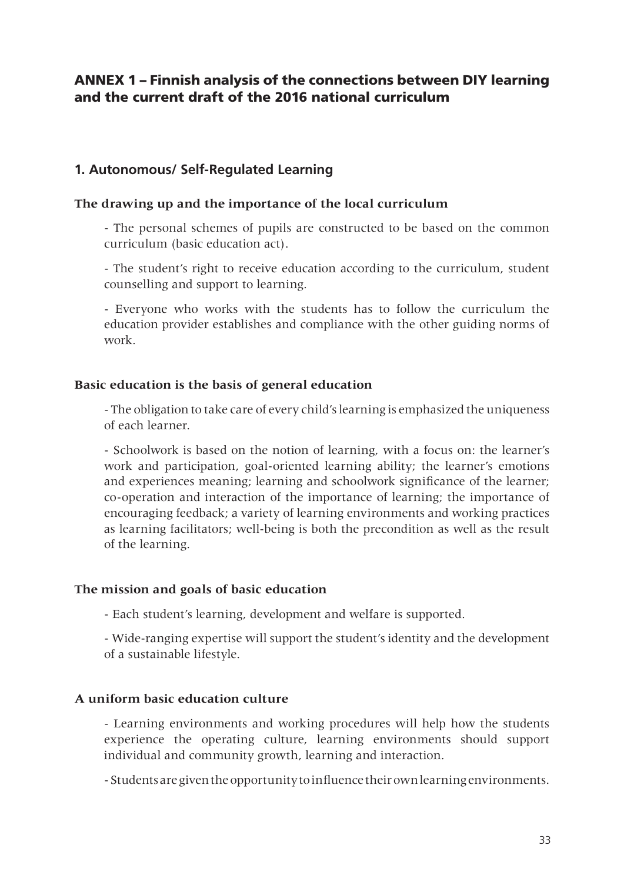## ANNEX 1 – Finnish analysis of the connections between DIY learning and the current draft of the 2016 national curriculum

### 1. Autonomous/ Self-Regulated Learning

**The drawing up and the importance of the local curriculum**

- The personal schemes of pupils are constructed to be based on the common curriculum (basic education act).

- The student's right to receive education according to the curriculum, student counselling and support to learning.

- Everyone who works with the students has to follow the curriculum the education provider establishes and compliance with the other guiding norms of work.

**Basic education is the basis of general education**

- The obligation to take care of every child's learning is emphasized the uniqueness of each learner.

- Schoolwork is based on the notion of learning, with a focus on: the learner's work and participation, goal-oriented learning ability; the learner's emotions and experiences meaning; learning and schoolwork significance of the learner; co-operation and interaction of the importance of learning; the importance of encouraging feedback; a variety of learning environments and working practices as learning facilitators; well-being is both the precondition as well as the result of the learning.

**The mission and goals of basic education**

- Each student's learning, development and welfare is supported.

- Wide-ranging expertise will support the student's identity and the development of a sustainable lifestyle.

**A uniform basic education culture**

- Learning environments and working procedures will help how the students experience the operating culture, learning environments should support individual and community growth, learning and interaction.

- Students are given the opportunity to influence their own learning environments.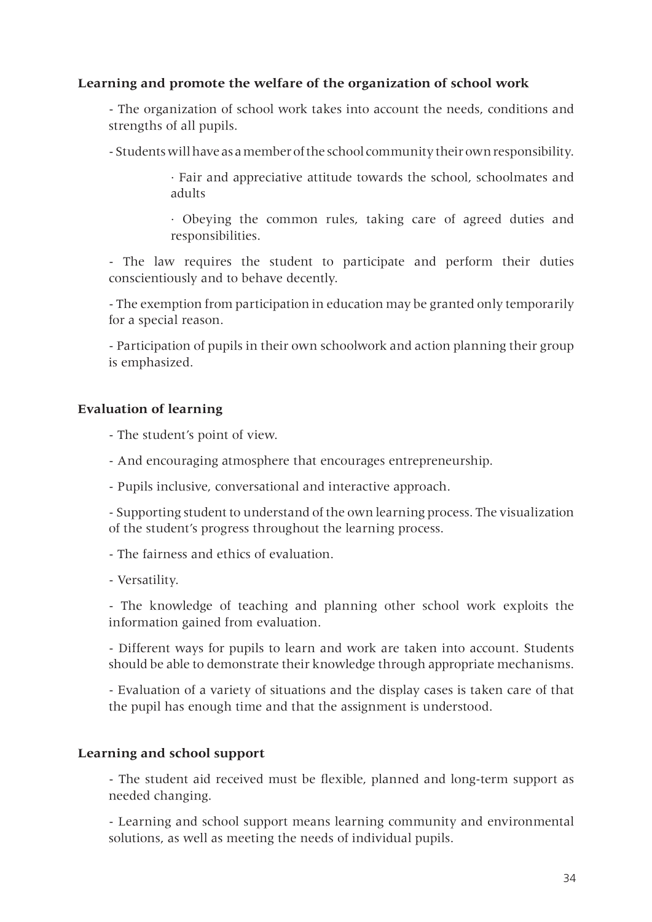**Learning and promote the welfare of the organization of school work**

- The organization of school work takes into account the needs, conditions and strengths of all pupils.
- Students will have as a member of the school community their own responsibility.
    - · Fair and appreciative attitude towards the school, schoolmates and adults
    - · Obeying the common rules, taking care of agreed duties and responsibilities.
- The law requires the student to participate and perform their duties conscientiously and to behave decently.
- The exemption from participation in education may be granted only temporarily for a special reason.
- Participation of pupils in their own schoolwork and action planning their group is emphasized.

**Evaluation of learning**

- The student's point of view.
- And encouraging atmosphere that encourages entrepreneurship.
- Pupils inclusive, conversational and interactive approach.
- Supporting student to understand of the own learning process. The visualization of the student's progress throughout the learning process.
- The fairness and ethics of evaluation.
- Versatility.
- The knowledge of teaching and planning other school work exploits the information gained from evaluation.
- Different ways for pupils to learn and work are taken into account. Students should be able to demonstrate their knowledge through appropriate mechanisms.
- Evaluation of a variety of situations and the display cases is taken care of that the pupil has enough time and that the assignment is understood.

**Learning and school support**

- The student aid received must be flexible, planned and long-term support as needed changing.
- Learning and school support means learning community and environmental solutions, as well as meeting the needs of individual pupils.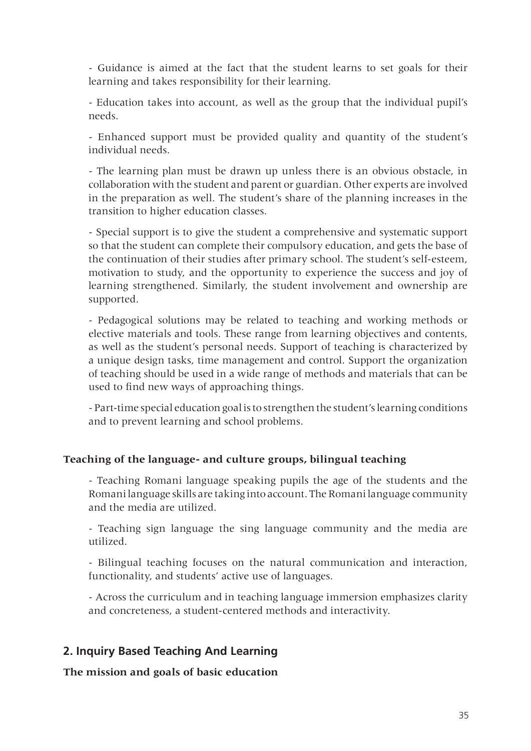- Guidance is aimed at the fact that the student learns to set goals for their learning and takes responsibility for their learning.

- Education takes into account, as well as the group that the individual pupil's needs.

- Enhanced support must be provided quality and quantity of the student's individual needs.

- The learning plan must be drawn up unless there is an obvious obstacle, in collaboration with the student and parent or guardian. Other experts are involved in the preparation as well. The student's share of the planning increases in the transition to higher education classes.

- Special support is to give the student a comprehensive and systematic support so that the student can complete their compulsory education, and gets the base of the continuation of their studies after primary school. The student's self-esteem, motivation to study, and the opportunity to experience the success and joy of learning strengthened. Similarly, the student involvement and ownership are supported.

- Pedagogical solutions may be related to teaching and working methods or elective materials and tools. These range from learning objectives and contents, as well as the student's personal needs. Support of teaching is characterized by a unique design tasks, time management and control. Support the organization of teaching should be used in a wide range of methods and materials that can be used to find new ways of approaching things.

- Part-time special education goal is to strengthen the student's learning conditions and to prevent learning and school problems.

**Teaching of the language- and culture groups, bilingual teaching**

- Teaching Romani language speaking pupils the age of the students and the Romani language skills are taking into account. The Romani language community and the media are utilized.

- Teaching sign language the sing language community and the media are utilized.

- Bilingual teaching focuses on the natural communication and interaction, functionality, and students' active use of languages.

- Across the curriculum and in teaching language immersion emphasizes clarity and concreteness, a student-centered methods and interactivity.

## 2. Inquiry Based Teaching And Learning

**The mission and goals of basic education**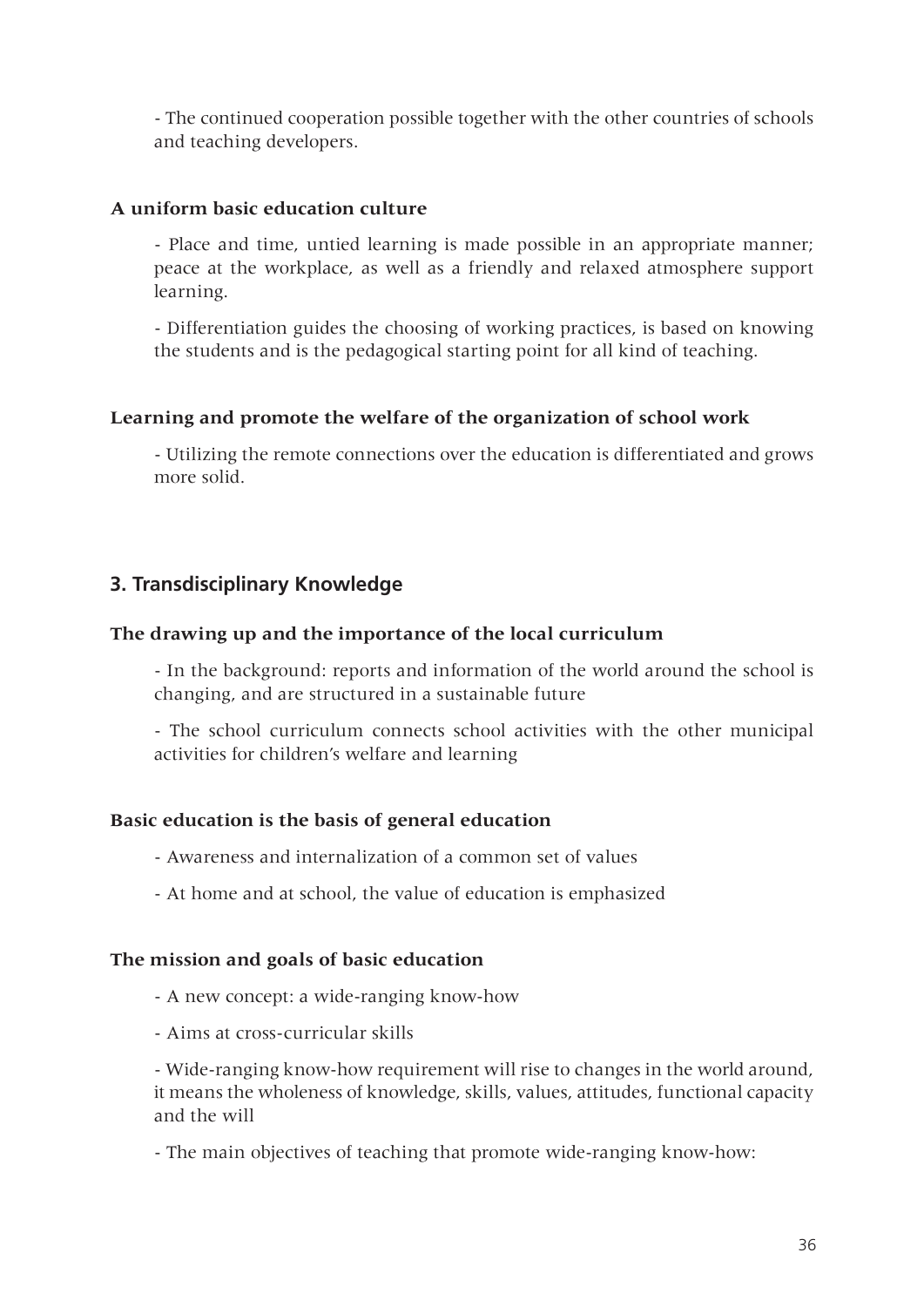- The continued cooperation possible together with the other countries of schools and teaching developers.

**A uniform basic education culture**

- Place and time, untied learning is made possible in an appropriate manner; peace at the workplace, as well as a friendly and relaxed atmosphere support learning.

- Differentiation guides the choosing of working practices, is based on knowing the students and is the pedagogical starting point for all kind of teaching.

**Learning and promote the welfare of the organization of school work**

- Utilizing the remote connections over the education is differentiated and grows more solid.

## 3. Transdisciplinary Knowledge

**The drawing up and the importance of the local curriculum**

- In the background: reports and information of the world around the school is changing, and are structured in a sustainable future

- The school curriculum connects school activities with the other municipal activities for children's welfare and learning

**Basic education is the basis of general education**

- Awareness and internalization of a common set of values

- At home and at school, the value of education is emphasized

**The mission and goals of basic education**

- A new concept: a wide-ranging know-how

- Aims at cross-curricular skills

- Wide-ranging know-how requirement will rise to changes in the world around, it means the wholeness of knowledge, skills, values, attitudes, functional capacity and the will

- The main objectives of teaching that promote wide-ranging know-how: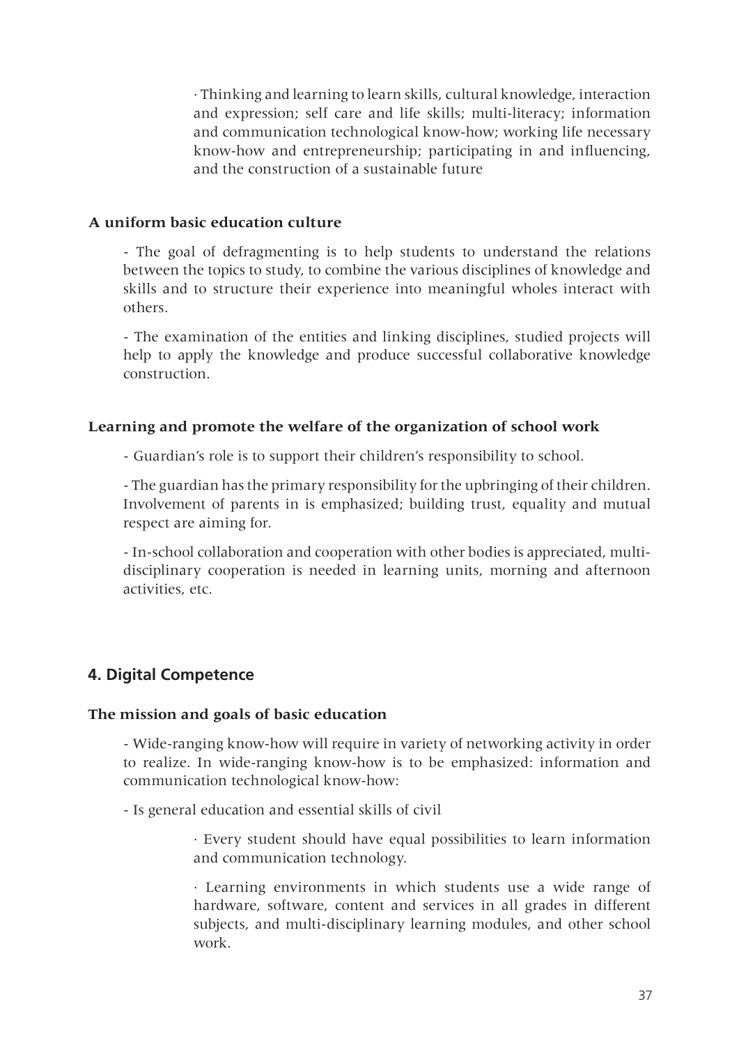· Thinking and learning to learn skills, cultural knowledge, interaction and expression; self care and life skills; multi-literacy; information and communication technological know-how; working life necessary know-how and entrepreneurship; participating in and influencing, and the construction of a sustainable future

**A uniform basic education culture**

- The goal of defragmenting is to help students to understand the relations between the topics to study, to combine the various disciplines of knowledge and skills and to structure their experience into meaningful wholes interact with others.

- The examination of the entities and linking disciplines, studied projects will help to apply the knowledge and produce successful collaborative knowledge construction.

**Learning and promote the welfare of the organization of school work**

- Guardian's role is to support their children's responsibility to school.

- The guardian has the primary responsibility for the upbringing of their children. Involvement of parents in is emphasized; building trust, equality and mutual respect are aiming for.

- In-school collaboration and cooperation with other bodies is appreciated, multi-disciplinary cooperation is needed in learning units, morning and afternoon activities, etc.

## 4. Digital Competence

**The mission and goals of basic education**

- Wide-ranging know-how will require in variety of networking activity in order to realize. In wide-ranging know-how is to be emphasized: information and communication technological know-how:

- Is general education and essential skills of civil

· Every student should have equal possibilities to learn information and communication technology.

· Learning environments in which students use a wide range of hardware, software, content and services in all grades in different subjects, and multi-disciplinary learning modules, and other school work.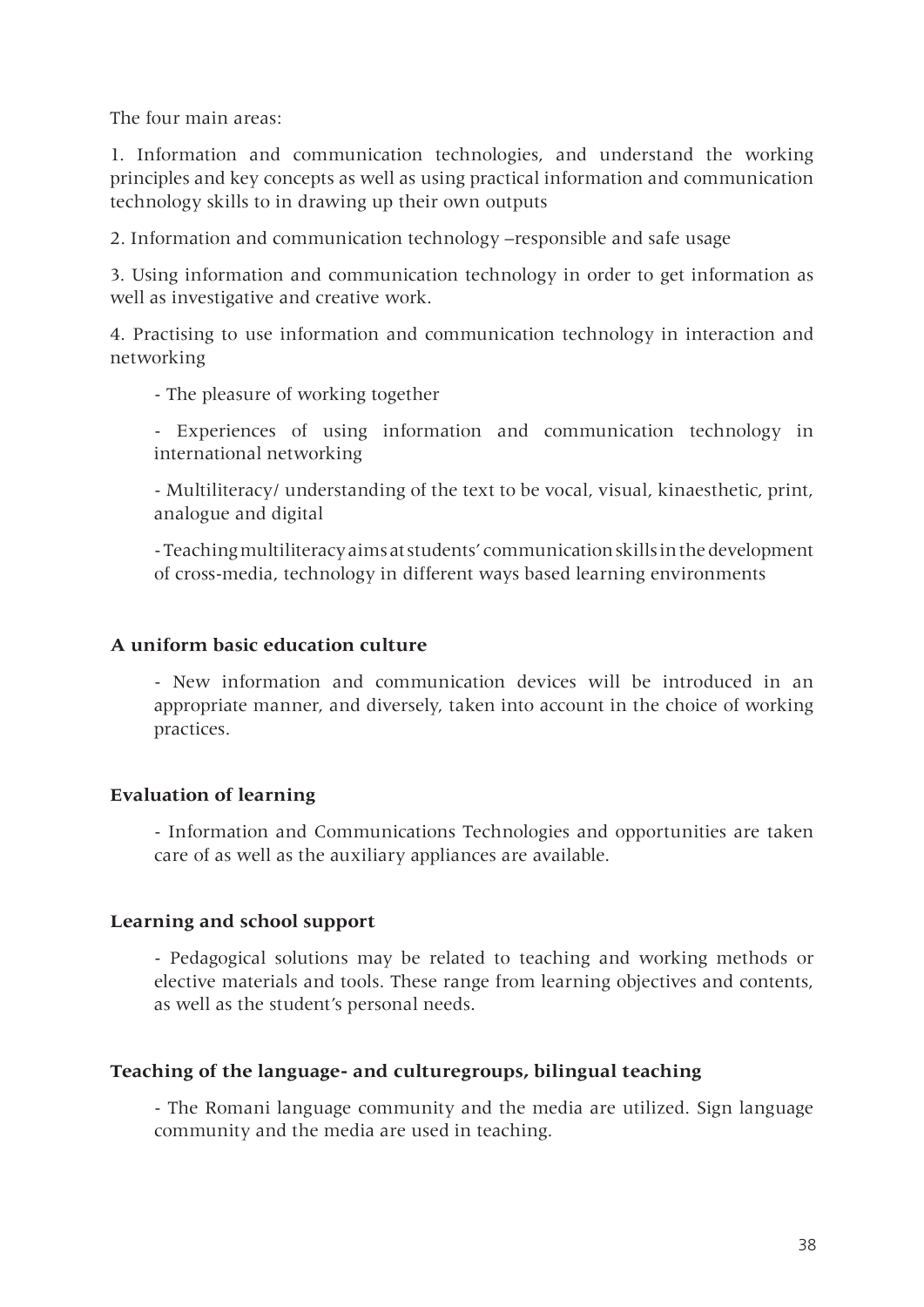The four main areas:

1. Information and communication technologies, and understand the working principles and key concepts as well as using practical information and communication technology skills to in drawing up their own outputs

2. Information and communication technology –responsible and safe usage

3. Using information and communication technology in order to get information as well as investigative and creative work.

4. Practising to use information and communication technology in interaction and networking

- The pleasure of working together
- Experiences of using information and communication technology in international networking
- Multiliteracy/ understanding of the text to be vocal, visual, kinaesthetic, print, analogue and digital
- Teaching multiliteracy aims at students' communication skills in the development of cross-media, technology in different ways based learning environments

**A uniform basic education culture**

- New information and communication devices will be introduced in an appropriate manner, and diversely, taken into account in the choice of working practices.

**Evaluation of learning**

- Information and Communications Technologies and opportunities are taken care of as well as the auxiliary appliances are available.

**Learning and school support**

- Pedagogical solutions may be related to teaching and working methods or elective materials and tools. These range from learning objectives and contents, as well as the student's personal needs.

**Teaching of the language- and culturegroups, bilingual teaching**

- The Romani language community and the media are utilized. Sign language community and the media are used in teaching.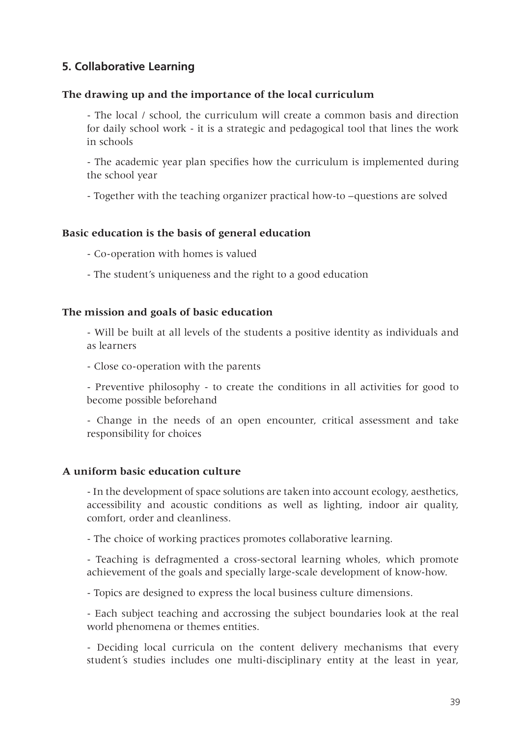## 5. Collaborative Learning

**The drawing up and the importance of the local curriculum**

- The local / school, the curriculum will create a common basis and direction for daily school work - it is a strategic and pedagogical tool that lines the work in schools
- The academic year plan specifies how the curriculum is implemented during the school year
- Together with the teaching organizer practical how-to –questions are solved

**Basic education is the basis of general education**

- Co-operation with homes is valued
- The student's uniqueness and the right to a good education

**The mission and goals of basic education**

- Will be built at all levels of the students a positive identity as individuals and as learners
- Close co-operation with the parents
- Preventive philosophy - to create the conditions in all activities for good to become possible beforehand
- Change in the needs of an open encounter, critical assessment and take responsibility for choices

**A uniform basic education culture**

- In the development of space solutions are taken into account ecology, aesthetics, accessibility and acoustic conditions as well as lighting, indoor air quality, comfort, order and cleanliness.
- The choice of working practices promotes collaborative learning.
- Teaching is defragmented a cross-sectoral learning wholes, which promote achievement of the goals and specially large-scale development of know-how.
- Topics are designed to express the local business culture dimensions.
- Each subject teaching and accrossing the subject boundaries look at the real world phenomena or themes entities.
- Deciding local curricula on the content delivery mechanisms that every student´s studies includes one multi-disciplinary entity at the least in year,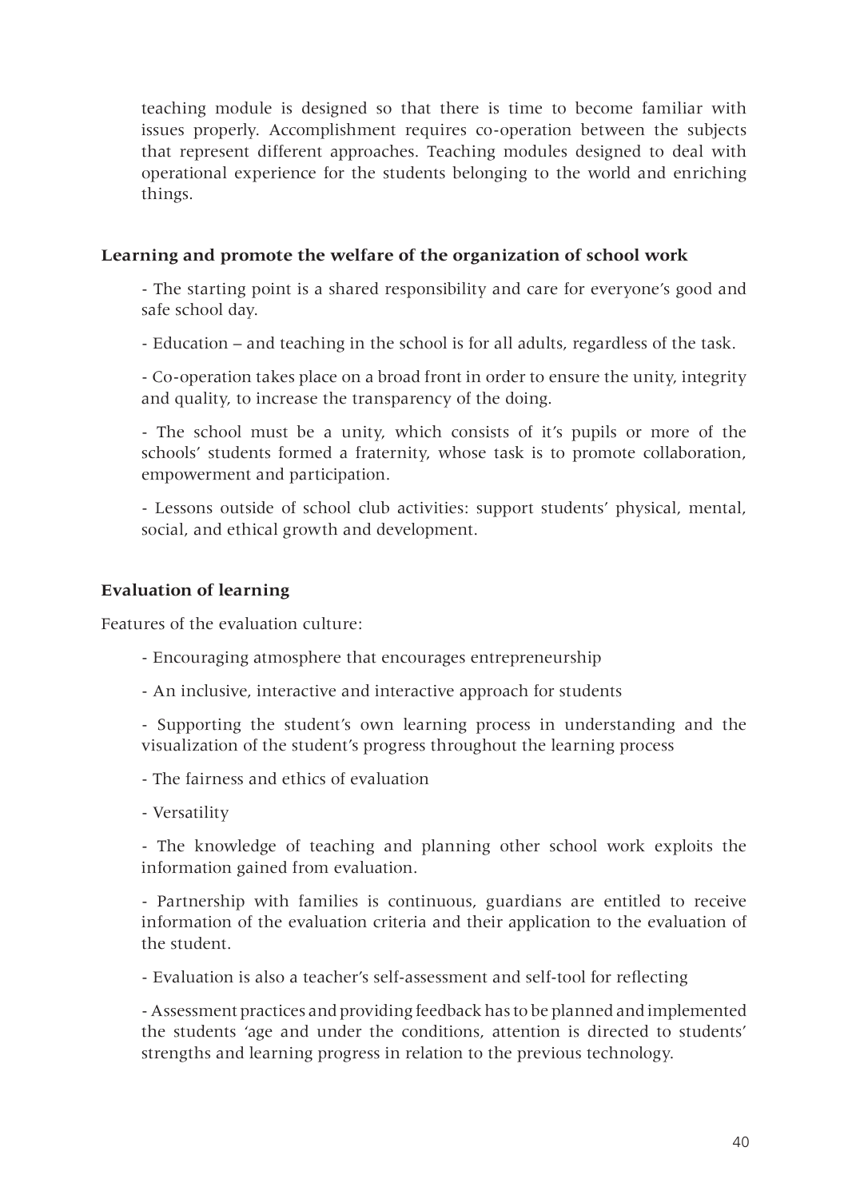teaching module is designed so that there is time to become familiar with issues properly. Accomplishment requires co-operation between the subjects that represent different approaches. Teaching modules designed to deal with operational experience for the students belonging to the world and enriching things.

### Learning and promote the welfare of the organization of school work

- The starting point is a shared responsibility and care for everyone's good and safe school day.
- Education – and teaching in the school is for all adults, regardless of the task.
- Co-operation takes place on a broad front in order to ensure the unity, integrity and quality, to increase the transparency of the doing.
- The school must be a unity, which consists of it's pupils or more of the schools' students formed a fraternity, whose task is to promote collaboration, empowerment and participation.
- Lessons outside of school club activities: support students' physical, mental, social, and ethical growth and development.

### Evaluation of learning

Features of the evaluation culture:

- Encouraging atmosphere that encourages entrepreneurship
- An inclusive, interactive and interactive approach for students
- Supporting the student's own learning process in understanding and the visualization of the student's progress throughout the learning process
- The fairness and ethics of evaluation
- Versatility
- The knowledge of teaching and planning other school work exploits the information gained from evaluation.
- Partnership with families is continuous, guardians are entitled to receive information of the evaluation criteria and their application to the evaluation of the student.
- Evaluation is also a teacher's self-assessment and self-tool for reflecting
- Assessment practices and providing feedback has to be planned and implemented the students 'age and under the conditions, attention is directed to students' strengths and learning progress in relation to the previous technology.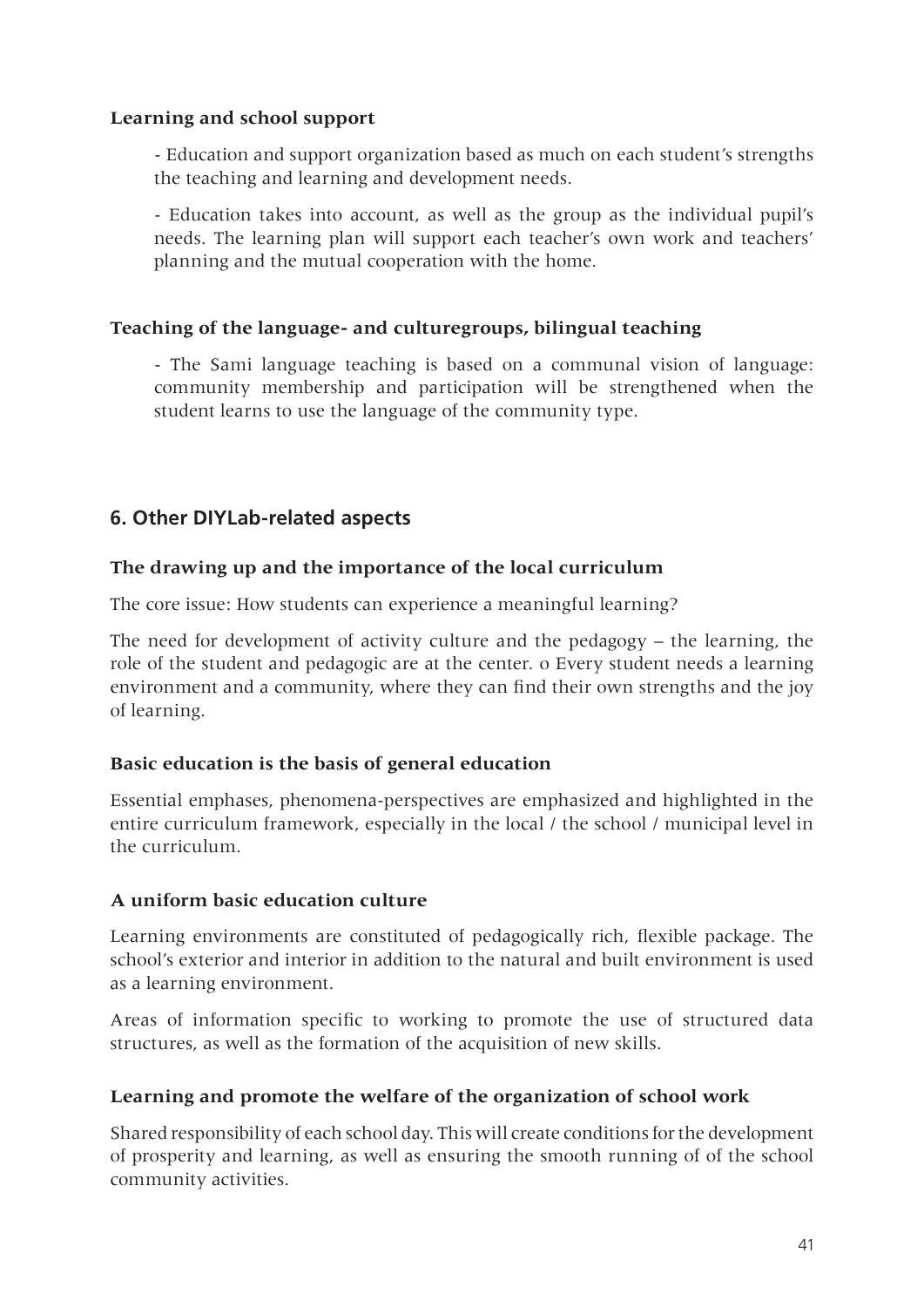**Learning and school support**

- Education and support organization based as much on each student's strengths the teaching and learning and development needs.

- Education takes into account, as well as the group as the individual pupil's needs. The learning plan will support each teacher's own work and teachers' planning and the mutual cooperation with the home.

**Teaching of the language- and culturegroups, bilingual teaching**

- The Sami language teaching is based on a communal vision of language: community membership and participation will be strengthened when the student learns to use the language of the community type.

## 6. Other DIYLab-related aspects

**The drawing up and the importance of the local curriculum**

The core issue: How students can experience a meaningful learning?

The need for development of activity culture and the pedagogy – the learning, the role of the student and pedagogic are at the center. o Every student needs a learning environment and a community, where they can find their own strengths and the joy of learning.

**Basic education is the basis of general education**

Essential emphases, phenomena-perspectives are emphasized and highlighted in the entire curriculum framework, especially in the local / the school / municipal level in the curriculum.

**A uniform basic education culture**

Learning environments are constituted of pedagogically rich, flexible package. The school's exterior and interior in addition to the natural and built environment is used as a learning environment.

Areas of information specific to working to promote the use of structured data structures, as well as the formation of the acquisition of new skills.

**Learning and promote the welfare of the organization of school work**

Shared responsibility of each school day. This will create conditions for the development of prosperity and learning, as well as ensuring the smooth running of of the school community activities.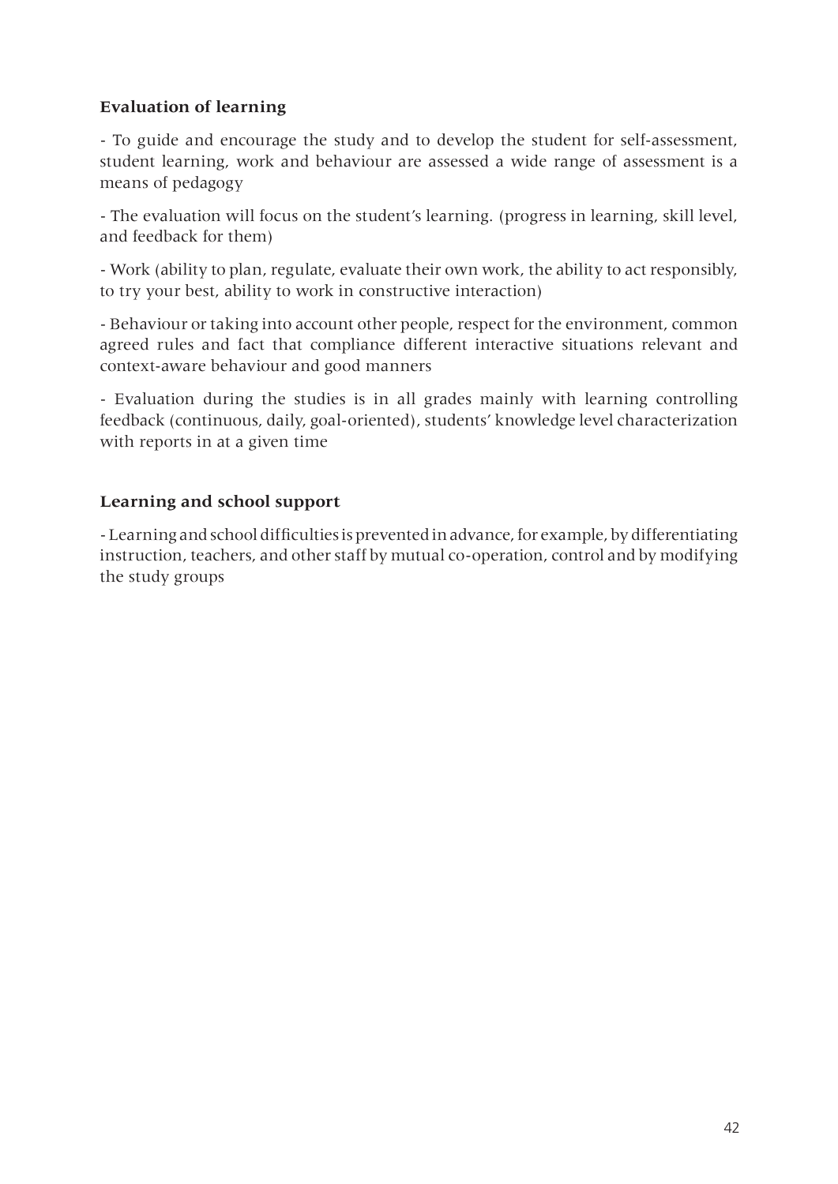**Evaluation of learning**

- To guide and encourage the study and to develop the student for self-assessment, student learning, work and behaviour are assessed a wide range of assessment is a means of pedagogy

- The evaluation will focus on the student's learning. (progress in learning, skill level, and feedback for them)

- Work (ability to plan, regulate, evaluate their own work, the ability to act responsibly, to try your best, ability to work in constructive interaction)

- Behaviour or taking into account other people, respect for the environment, common agreed rules and fact that compliance different interactive situations relevant and context-aware behaviour and good manners

- Evaluation during the studies is in all grades mainly with learning controlling feedback (continuous, daily, goal-oriented), students' knowledge level characterization with reports in at a given time

**Learning and school support**

- Learning and school difficulties is prevented in advance, for example, by differentiating instruction, teachers, and other staff by mutual co-operation, control and by modifying the study groups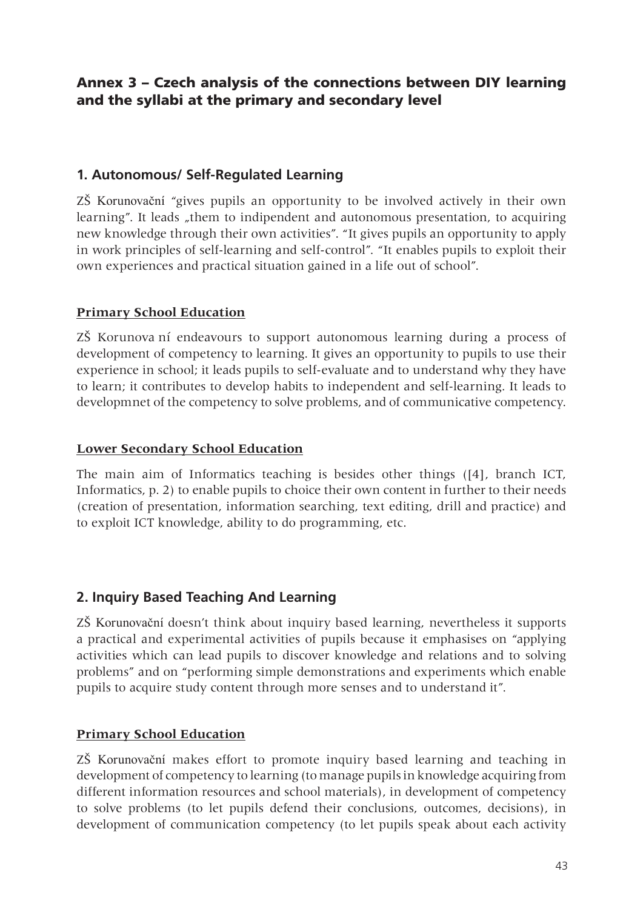## Annex 3 – Czech analysis of the connections between DIY learning and the syllabi at the primary and secondary level

### 1. Autonomous/ Self-Regulated Learning

ZŠ Korunovační "gives pupils an opportunity to be involved actively in their own learning". It leads „them to indipendent and autonomous presentation, to acquiring new knowledge through their own activities". "It gives pupils an opportunity to apply in work principles of self-learning and self-control". "It enables pupils to exploit their own experiences and practical situation gained in a life out of school".

#### Primary School Education

ZŠ Korunova ní endeavours to support autonomous learning during a process of development of competency to learning. It gives an opportunity to pupils to use their experience in school; it leads pupils to self-evaluate and to understand why they have to learn; it contributes to develop habits to independent and self-learning. It leads to developmnet of the competency to solve problems, and of communicative competency.

#### Lower Secondary School Education

The main aim of Informatics teaching is besides other things ([4], branch ICT, Informatics, p. 2) to enable pupils to choice their own content in further to their needs (creation of presentation, information searching, text editing, drill and practice) and to exploit ICT knowledge, ability to do programming, etc.

### 2. Inquiry Based Teaching And Learning

ZŠ Korunovační doesn't think about inquiry based learning, nevertheless it supports a practical and experimental activities of pupils because it emphasises on "applying activities which can lead pupils to discover knowledge and relations and to solving problems" and on "performing simple demonstrations and experiments which enable pupils to acquire study content through more senses and to understand it".

#### Primary School Education

ZŠ Korunovační makes effort to promote inquiry based learning and teaching in development of competency to learning (to manage pupils in knowledge acquiring from different information resources and school materials), in development of competency to solve problems (to let pupils defend their conclusions, outcomes, decisions), in development of communication competency (to let pupils speak about each activity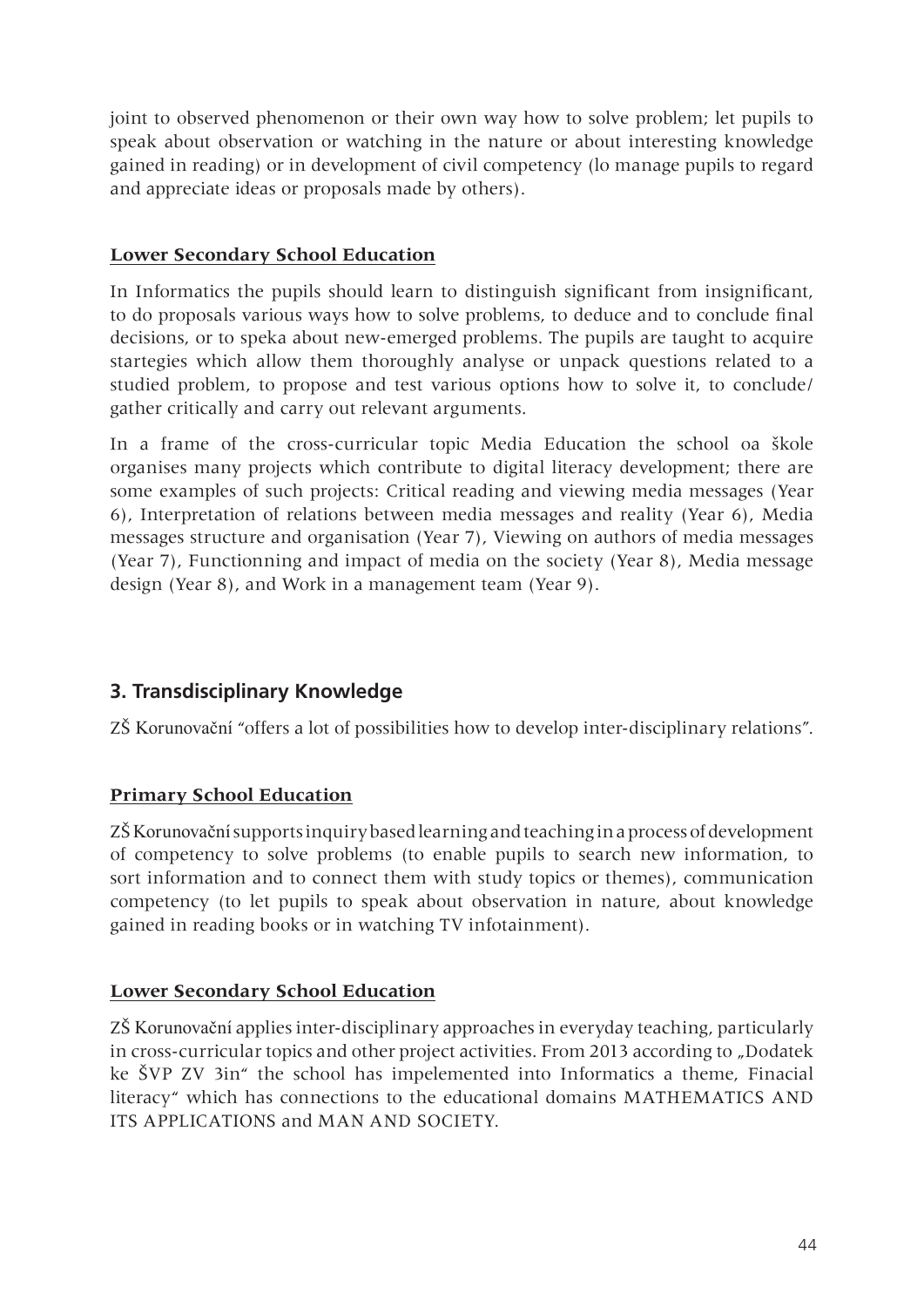joint to observed phenomenon or their own way how to solve problem; let pupils to speak about observation or watching in the nature or about interesting knowledge gained in reading) or in development of civil competency (lo manage pupils to regard and appreciate ideas or proposals made by others).

**Lower Secondary School Education**

In Informatics the pupils should learn to distinguish significant from insignificant, to do proposals various ways how to solve problems, to deduce and to conclude final decisions, or to speka about new-emerged problems. The pupils are taught to acquire startegies which allow them thoroughly analyse or unpack questions related to a studied problem, to propose and test various options how to solve it, to conclude/ gather critically and carry out relevant arguments.

In a frame of the cross-curricular topic Media Education the school oa škole organises many projects which contribute to digital literacy development; there are some examples of such projects: Critical reading and viewing media messages (Year 6), Interpretation of relations between media messages and reality (Year 6), Media messages structure and organisation (Year 7), Viewing on authors of media messages (Year 7), Functionning and impact of media on the society (Year 8), Media message design (Year 8), and Work in a management team (Year 9).

## 3. Transdisciplinary Knowledge

ZŠ Korunovační "offers a lot of possibilities how to develop inter-disciplinary relations".

**Primary School Education**

ZŠ Korunovační supports inquiry based learning and teaching in a process of development of competency to solve problems (to enable pupils to search new information, to sort information and to connect them with study topics or themes), communication competency (to let pupils to speak about observation in nature, about knowledge gained in reading books or in watching TV infotainment).

**Lower Secondary School Education**

ZŠ Korunovační applies inter-disciplinary approaches in everyday teaching, particularly in cross-curricular topics and other project activities. From 2013 according to „Dodatek ke ŠVP ZV 3in" the school has impelemented into Informatics a theme, Finacial literacy" which has connections to the educational domains MATHEMATICS AND ITS APPLICATIONS and MAN AND SOCIETY.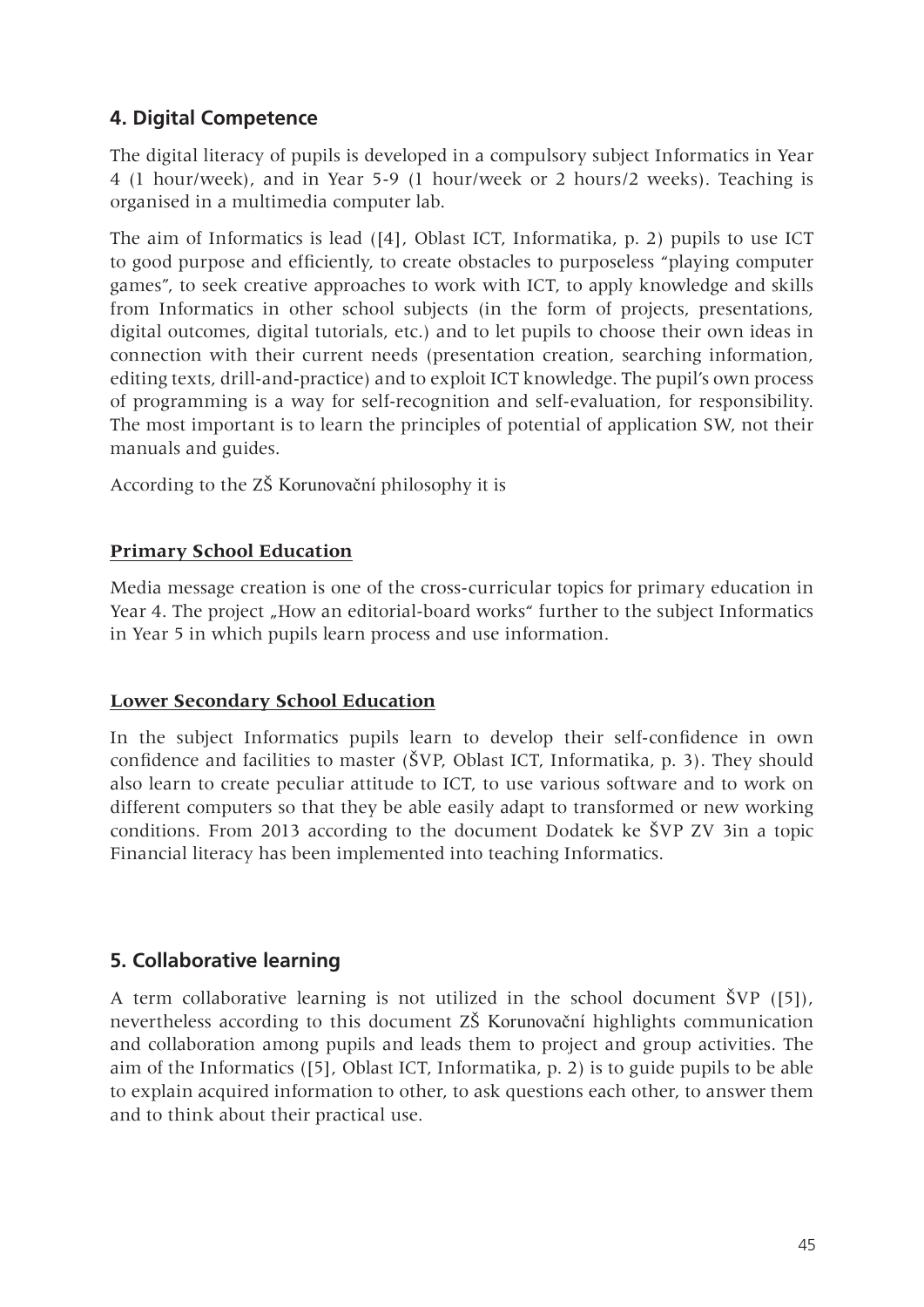## 4. Digital Competence

The digital literacy of pupils is developed in a compulsory subject Informatics in Year 4 (1 hour/week), and in Year 5-9 (1 hour/week or 2 hours/2 weeks). Teaching is organised in a multimedia computer lab.

The aim of Informatics is lead ([4], Oblast ICT, Informatika, p. 2) pupils to use ICT to good purpose and efficiently, to create obstacles to purposeless "playing computer games", to seek creative approaches to work with ICT, to apply knowledge and skills from Informatics in other school subjects (in the form of projects, presentations, digital outcomes, digital tutorials, etc.) and to let pupils to choose their own ideas in connection with their current needs (presentation creation, searching information, editing texts, drill-and-practice) and to exploit ICT knowledge. The pupil's own process of programming is a way for self-recognition and self-evaluation, for responsibility. The most important is to learn the principles of potential of application SW, not their manuals and guides.

According to the ZŠ Korunovační philosophy it is

### Primary School Education

Media message creation is one of the cross-curricular topics for primary education in Year 4. The project „How an editorial-board works" further to the subject Informatics in Year 5 in which pupils learn process and use information.

### Lower Secondary School Education

In the subject Informatics pupils learn to develop their self-confidence in own confidence and facilities to master (ŠVP, Oblast ICT, Informatika, p. 3). They should also learn to create peculiar attitude to ICT, to use various software and to work on different computers so that they be able easily adapt to transformed or new working conditions. From 2013 according to the document Dodatek ke ŠVP ZV 3in a topic Financial literacy has been implemented into teaching Informatics.

## 5. Collaborative learning

A term collaborative learning is not utilized in the school document ŠVP ([5]), nevertheless according to this document ZŠ Korunovační highlights communication and collaboration among pupils and leads them to project and group activities. The aim of the Informatics ([5], Oblast ICT, Informatika, p. 2) is to guide pupils to be able to explain acquired information to other, to ask questions each other, to answer them and to think about their practical use.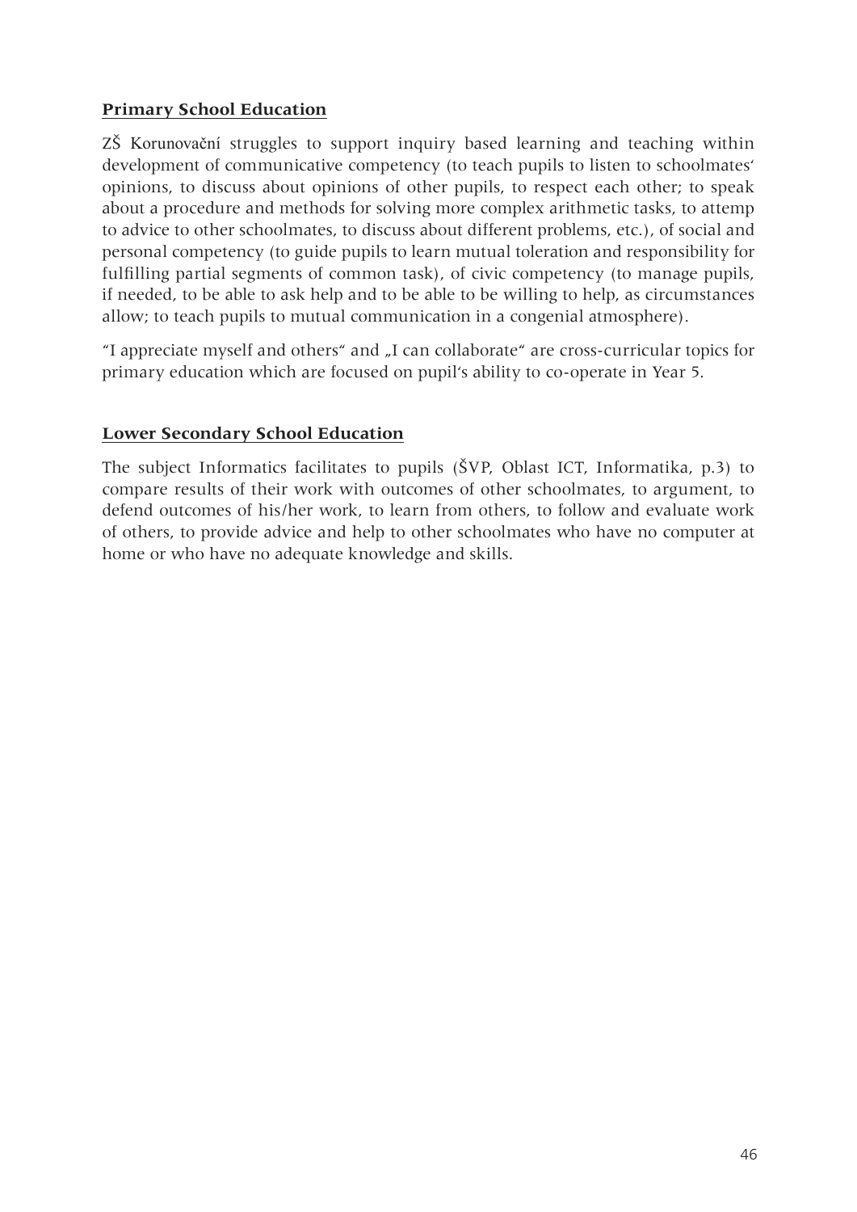## Primary School Education

ZŠ Korunovační struggles to support inquiry based learning and teaching within development of communicative competency (to teach pupils to listen to schoolmates' opinions, to discuss about opinions of other pupils, to respect each other; to speak about a procedure and methods for solving more complex arithmetic tasks, to attemp to advice to other schoolmates, to discuss about different problems, etc.), of social and personal competency (to guide pupils to learn mutual toleration and responsibility for fulfilling partial segments of common task), of civic competency (to manage pupils, if needed, to be able to ask help and to be able to be willing to help, as circumstances allow; to teach pupils to mutual communication in a congenial atmosphere).

"I appreciate myself and others" and „I can collaborate" are cross-curricular topics for primary education which are focused on pupil's ability to co-operate in Year 5.

## Lower Secondary School Education

The subject Informatics facilitates to pupils (ŠVP, Oblast ICT, Informatika, p.3) to compare results of their work with outcomes of other schoolmates, to argument, to defend outcomes of his/her work, to learn from others, to follow and evaluate work of others, to provide advice and help to other schoolmates who have no computer at home or who have no adequate knowledge and skills.